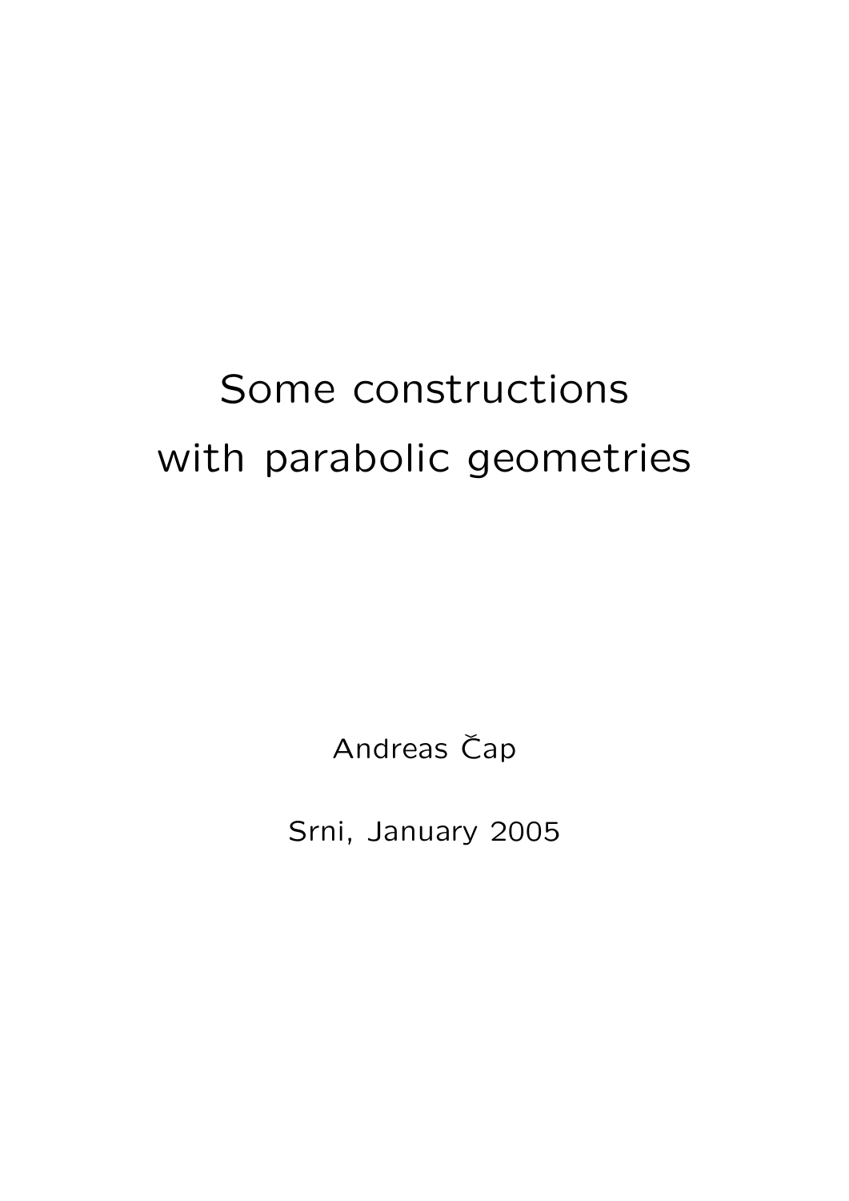# Some constructions with parabolic geometries

Andreas Čap

Srni, January 2005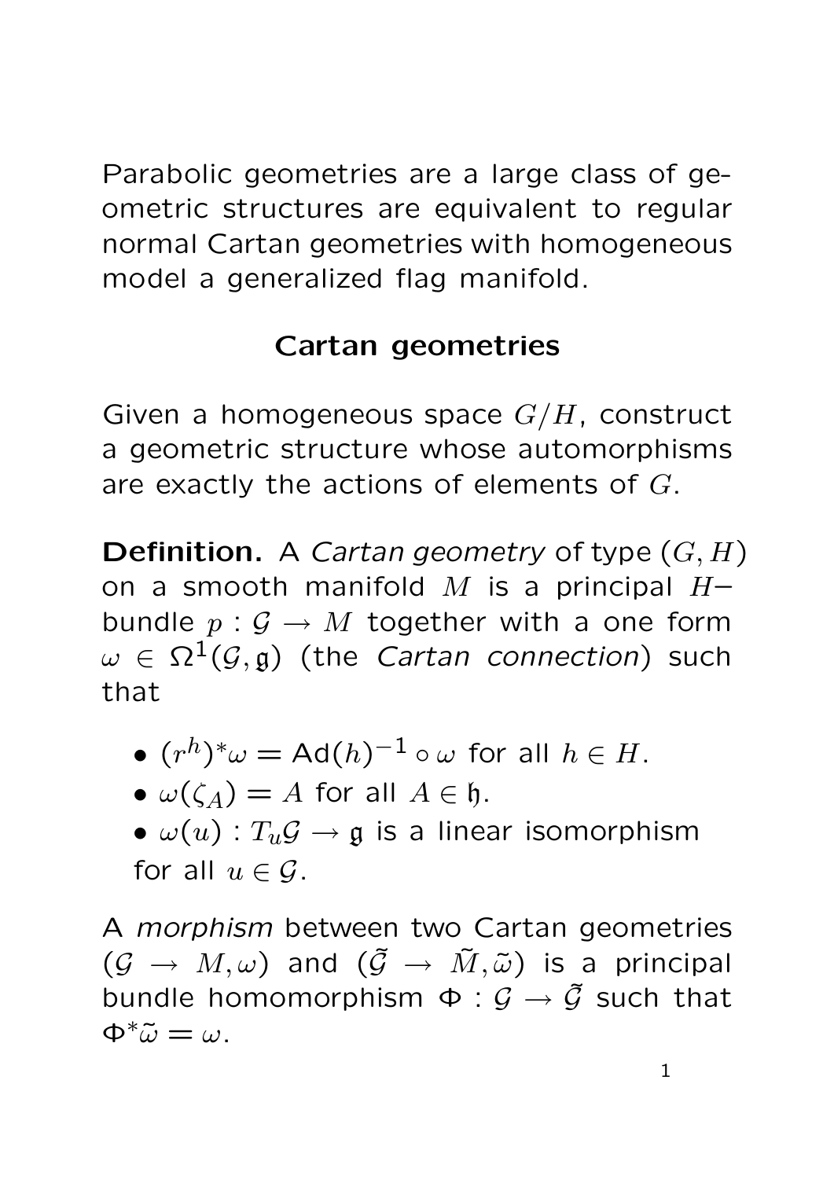Parabolic geometries are a large class of geometric structures are equivalent to regular normal Cartan geometries with homogeneous model a generalized flag manifold.

## Cartan geometries

Given a homogeneous space $G/H$, construct a geometric structure whose automorphisms are exactly the actions of elements of $G$.

**Definition.** A *Cartan geometry* of type $(G, H)$ on a smooth manifold $M$ is a principal $H-$bundle $p : \mathcal{G} \to M$ together with a one form $\omega \in \Omega^1(\mathcal{G}, \mathfrak{g})$ (the *Cartan connection*) such that

- $(r^h)^*\omega = \mathrm{Ad}(h)^{-1} \circ \omega$ for all $h \in H$.
- $\omega(\zeta_A) = A$ for all $A \in \mathfrak{h}$.
- $\omega(u) : T_u\mathcal{G} \to \mathfrak{g}$ is a linear isomorphism for all $u \in \mathcal{G}$.

A *morphism* between two Cartan geometries $(\mathcal{G} \to M, \omega)$ and $(\tilde{\mathcal{G}} \to \tilde{M}, \tilde{\omega})$ is a principal bundle homomorphism $\Phi : \mathcal{G} \to \tilde{\mathcal{G}}$ such that $\Phi^*\tilde{\omega} = \omega$.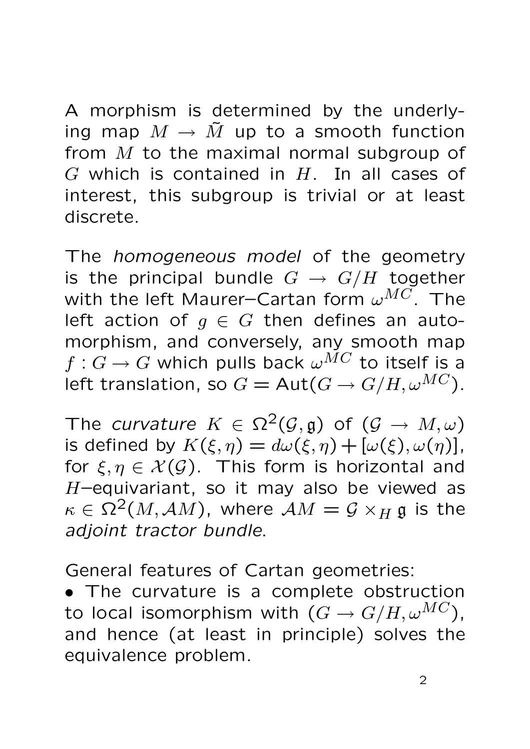A morphism is determined by the underlying map $M \to \tilde{M}$ up to a smooth function from $M$ to the maximal normal subgroup of $G$ which is contained in $H$. In all cases of interest, this subgroup is trivial or at least discrete.

The *homogeneous model* of the geometry is the principal bundle $G \to G/H$ together with the left Maurer–Cartan form $\omega^{MC}$. The left action of $g \in G$ then defines an automorphism, and conversely, any smooth map $f : G \to G$ which pulls back $\omega^{MC}$ to itself is a left translation, so $G = \mathrm{Aut}(G \to G/H, \omega^{MC})$.

The *curvature* $K \in \Omega^2(\mathcal{G}, \mathfrak{g})$ of $(\mathcal{G} \to M, \omega)$ is defined by $K(\xi, \eta) = d\omega(\xi, \eta) + [\omega(\xi), \omega(\eta)]$, for $\xi, \eta \in \mathcal{X}(\mathcal{G})$. This form is horizontal and $H$–equivariant, so it may also be viewed as $\kappa \in \Omega^2(M, \mathcal{A}M)$, where $\mathcal{A}M = \mathcal{G} \times_H \mathfrak{g}$ is the *adjoint tractor bundle*.

General features of Cartan geometries:

- The curvature is a complete obstruction to local isomorphism with $(G \to G/H, \omega^{MC})$, and hence (at least in principle) solves the equivalence problem.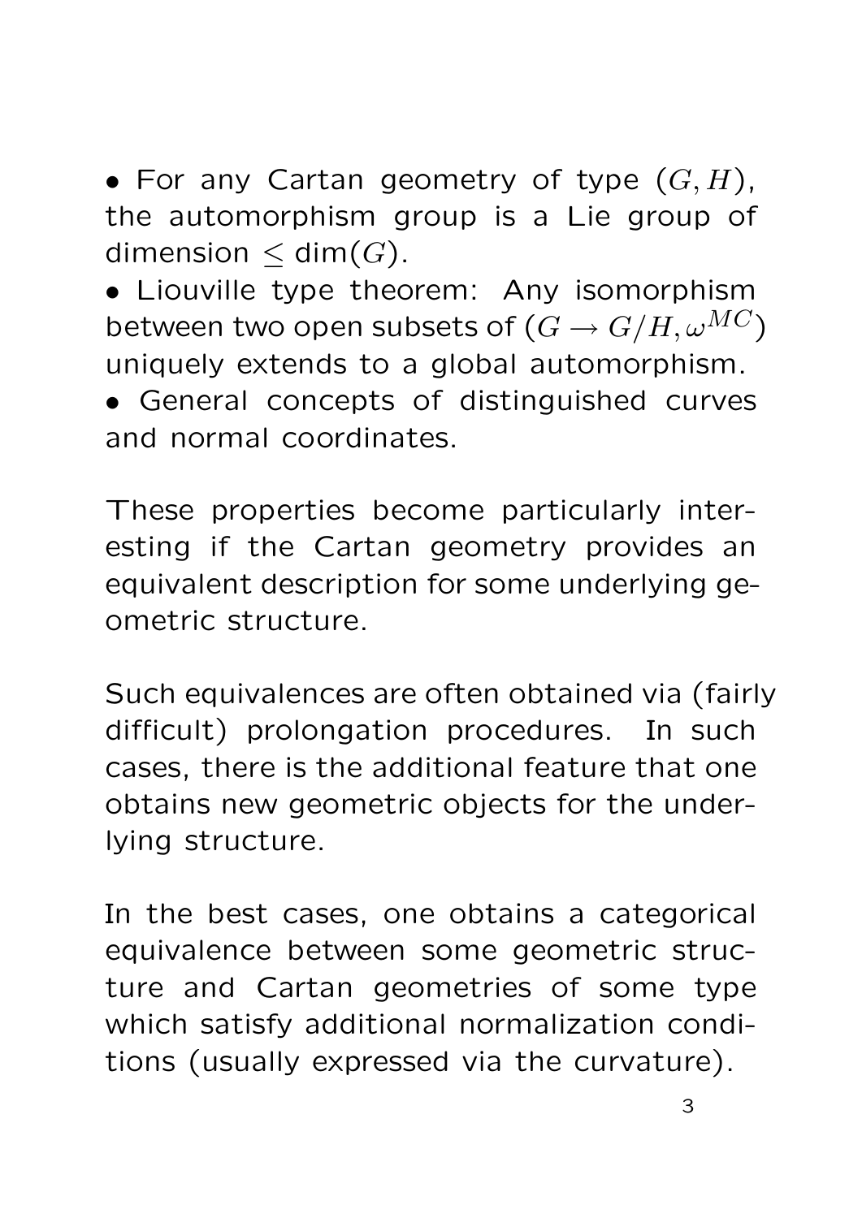- For any Cartan geometry of type $(G, H)$, the automorphism group is a Lie group of dimension $\leq \dim(G)$.
- Liouville type theorem: Any isomorphism between two open subsets of $(G \to G/H, \omega^{MC})$ uniquely extends to a global automorphism.
- General concepts of distinguished curves and normal coordinates.

These properties become particularly interesting if the Cartan geometry provides an equivalent description for some underlying geometric structure.

Such equivalences are often obtained via (fairly difficult) prolongation procedures. In such cases, there is the additional feature that one obtains new geometric objects for the underlying structure.

In the best cases, one obtains a categorical equivalence between some geometric structure and Cartan geometries of some type which satisfy additional normalization conditions (usually expressed via the curvature).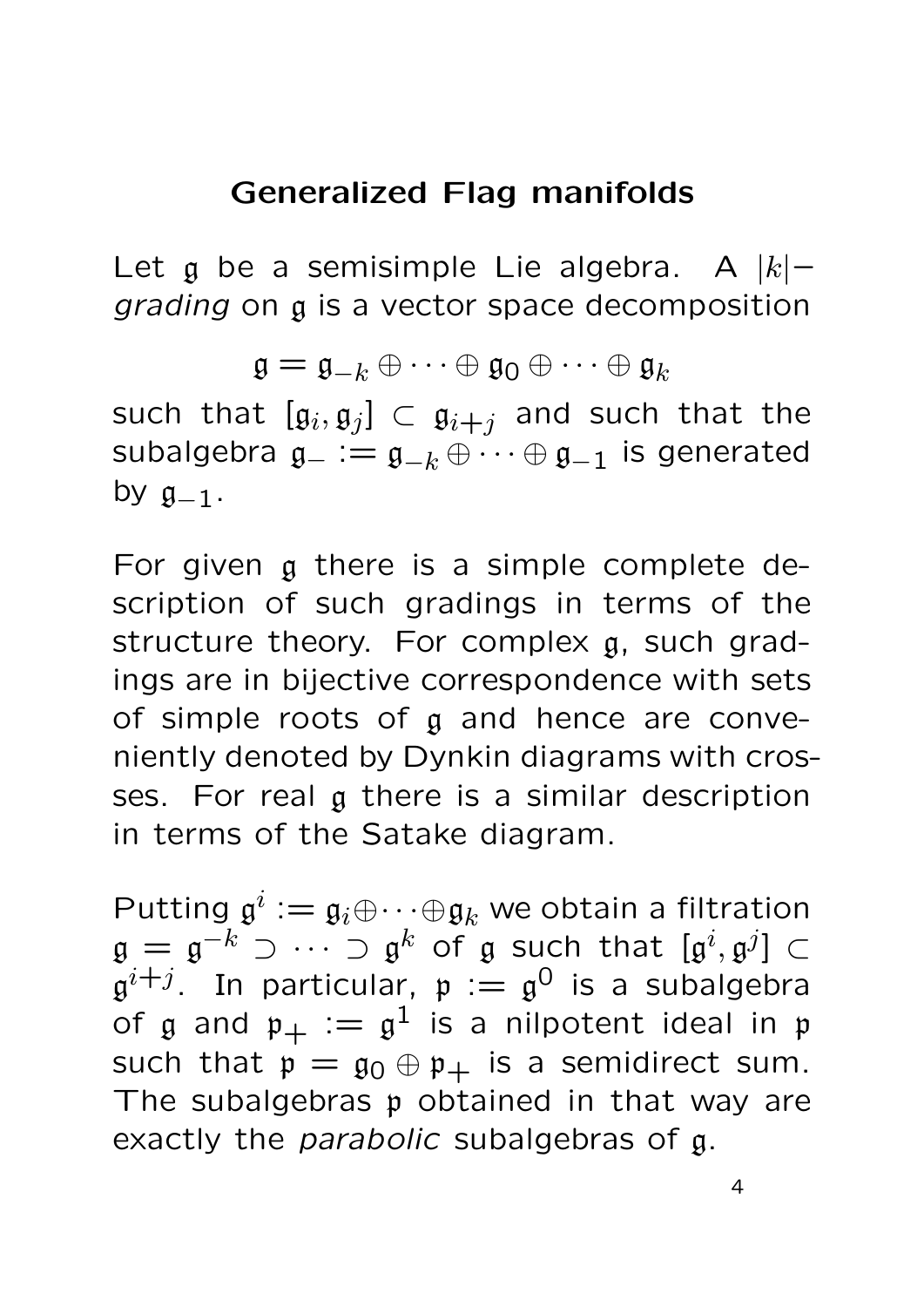# Generalized Flag manifolds

Let $\mathfrak{g}$ be a semisimple Lie algebra. A $|k|-$*grading* on $\mathfrak{g}$ is a vector space decomposition

$$\mathfrak{g} = \mathfrak{g}_{-k} \oplus \cdots \oplus \mathfrak{g}_0 \oplus \cdots \oplus \mathfrak{g}_k$$

such that $[\mathfrak{g}_i, \mathfrak{g}_j] \subset \mathfrak{g}_{i+j}$ and such that the subalgebra $\mathfrak{g}_- := \mathfrak{g}_{-k} \oplus \cdots \oplus \mathfrak{g}_{-1}$ is generated by $\mathfrak{g}_{-1}$.

For given $\mathfrak{g}$ there is a simple complete description of such gradings in terms of the structure theory. For complex $\mathfrak{g}$, such gradings are in bijective correspondence with sets of simple roots of $\mathfrak{g}$ and hence are conveniently denoted by Dynkin diagrams with crosses. For real $\mathfrak{g}$ there is a similar description in terms of the Satake diagram.

Putting $\mathfrak{g}^i := \mathfrak{g}_i \oplus \cdots \oplus \mathfrak{g}_k$ we obtain a filtration $\mathfrak{g} = \mathfrak{g}^{-k} \supset \cdots \supset \mathfrak{g}^k$ of $\mathfrak{g}$ such that $[\mathfrak{g}^i, \mathfrak{g}^j] \subset \mathfrak{g}^{i+j}$. In particular, $\mathfrak{p} := \mathfrak{g}^0$ is a subalgebra of $\mathfrak{g}$ and $\mathfrak{p}_+ := \mathfrak{g}^1$ is a nilpotent ideal in $\mathfrak{p}$ such that $\mathfrak{p} = \mathfrak{g}_0 \oplus \mathfrak{p}_+$ is a semidirect sum. The subalgebras $\mathfrak{p}$ obtained in that way are exactly the *parabolic* subalgebras of $\mathfrak{g}$.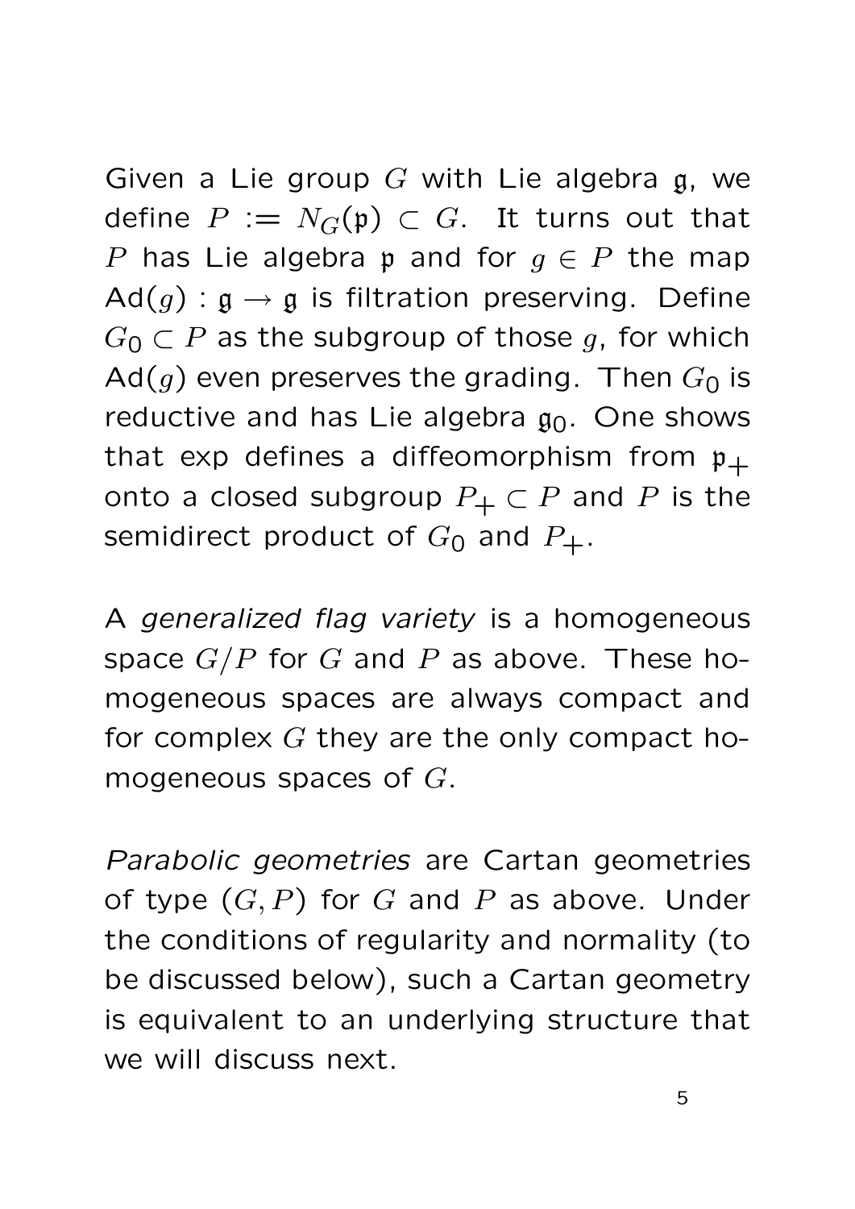Given a Lie group $G$ with Lie algebra $\mathfrak{g}$, we define $P := N_G(\mathfrak{p}) \subset G$. It turns out that $P$ has Lie algebra $\mathfrak{p}$ and for $g \in P$ the map $\mathsf{Ad}(g) : \mathfrak{g} \to \mathfrak{g}$ is filtration preserving. Define $G_0 \subset P$ as the subgroup of those $g$, for which $\mathsf{Ad}(g)$ even preserves the grading. Then $G_0$ is reductive and has Lie algebra $\mathfrak{g}_0$. One shows that exp defines a diffeomorphism from $\mathfrak{p}_+$ onto a closed subgroup $P_+ \subset P$ and $P$ is the semidirect product of $G_0$ and $P_+$.

A *generalized flag variety* is a homogeneous space $G/P$ for $G$ and $P$ as above. These homogeneous spaces are always compact and for complex $G$ they are the only compact homogeneous spaces of $G$.

*Parabolic geometries* are Cartan geometries of type $(G, P)$ for $G$ and $P$ as above. Under the conditions of regularity and normality (to be discussed below), such a Cartan geometry is equivalent to an underlying structure that we will discuss next.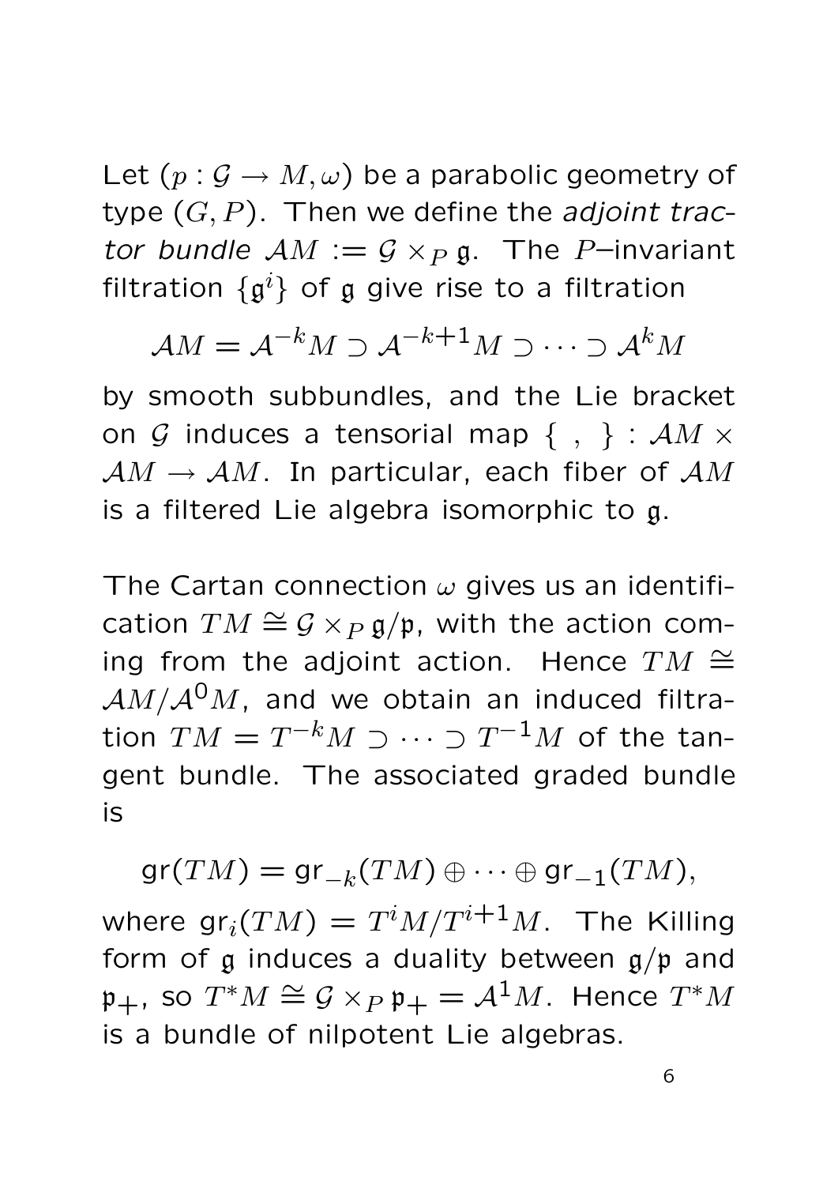Let $(p : \mathcal{G} \to M, \omega)$ be a parabolic geometry of type $(G, P)$. Then we define the *adjoint tractor bundle* $\mathcal{A}M := \mathcal{G} \times_P \mathfrak{g}$. The $P$–invariant filtration $\{\mathfrak{g}^i\}$ of $\mathfrak{g}$ give rise to a filtration

$$\mathcal{A}M = \mathcal{A}^{-k}M \supset \mathcal{A}^{-k+1}M \supset \cdots \supset \mathcal{A}^k M$$

by smooth subbundles, and the Lie bracket on $\mathcal{G}$ induces a tensorial map $\{\ ,\ \} : \mathcal{A}M \times \mathcal{A}M \to \mathcal{A}M$. In particular, each fiber of $\mathcal{A}M$ is a filtered Lie algebra isomorphic to $\mathfrak{g}$.

The Cartan connection $\omega$ gives us an identification $TM \cong \mathcal{G} \times_P \mathfrak{g}/\mathfrak{p}$, with the action coming from the adjoint action. Hence $TM \cong \mathcal{A}M/\mathcal{A}^0M$, and we obtain an induced filtration $TM = T^{-k}M \supset \cdots \supset T^{-1}M$ of the tangent bundle. The associated graded bundle is

$$\mathrm{gr}(TM) = \mathrm{gr}_{-k}(TM) \oplus \cdots \oplus \mathrm{gr}_{-1}(TM),$$

where $\mathrm{gr}_i(TM) = T^iM/T^{i+1}M$. The Killing form of $\mathfrak{g}$ induces a duality between $\mathfrak{g}/\mathfrak{p}$ and $\mathfrak{p}_+$, so $T^*M \cong \mathcal{G} \times_P \mathfrak{p}_+ = \mathcal{A}^1M$. Hence $T^*M$ is a bundle of nilpotent Lie algebras.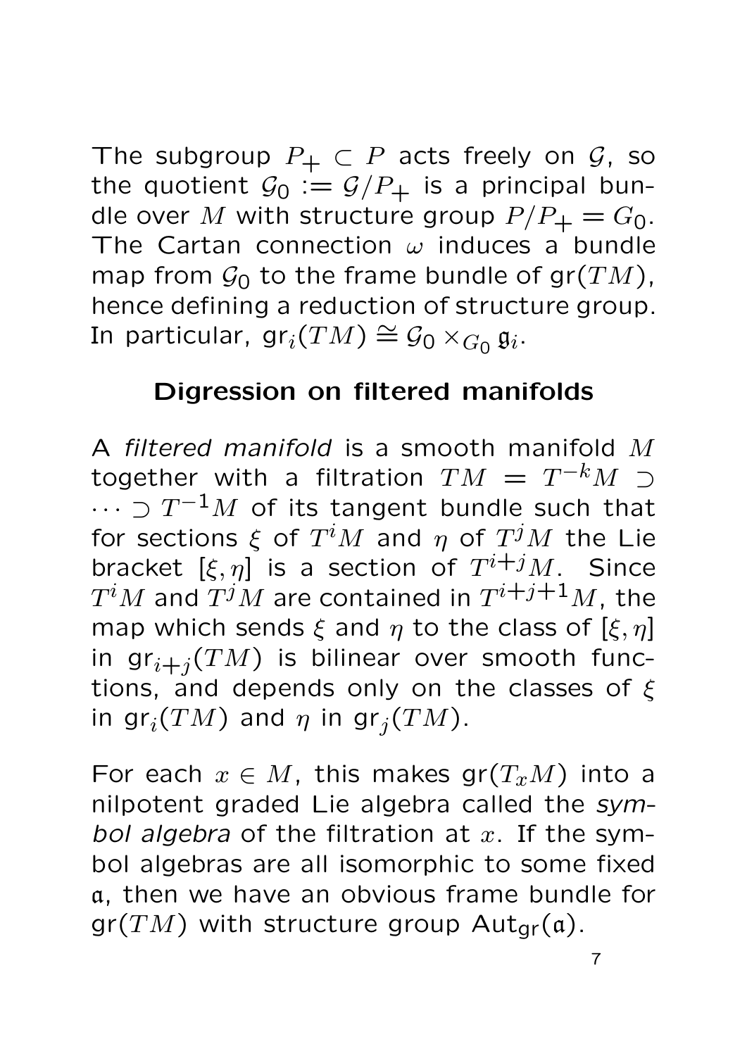The subgroup $P_+ \subset P$ acts freely on $\mathcal{G}$, so the quotient $\mathcal{G}_0 := \mathcal{G}/P_+$ is a principal bundle over $M$ with structure group $P/P_+ = G_0$. The Cartan connection $\omega$ induces a bundle map from $\mathcal{G}_0$ to the frame bundle of $\mathrm{gr}(TM)$, hence defining a reduction of structure group. In particular, $\mathrm{gr}_i(TM) \cong \mathcal{G}_0 \times_{G_0} \mathfrak{g}_i$.

## Digression on filtered manifolds

A *filtered manifold* is a smooth manifold $M$ together with a filtration $TM = T^{-k}M \supset \cdots \supset T^{-1}M$ of its tangent bundle such that for sections $\xi$ of $T^iM$ and $\eta$ of $T^jM$ the Lie bracket $[\xi, \eta]$ is a section of $T^{i+j}M$. Since $T^iM$ and $T^jM$ are contained in $T^{i+j+1}M$, the map which sends $\xi$ and $\eta$ to the class of $[\xi, \eta]$ in $\mathrm{gr}_{i+j}(TM)$ is bilinear over smooth functions, and depends only on the classes of $\xi$ in $\mathrm{gr}_i(TM)$ and $\eta$ in $\mathrm{gr}_j(TM)$.

For each $x \in M$, this makes $\mathrm{gr}(T_xM)$ into a nilpotent graded Lie algebra called the *symbol algebra* of the filtration at $x$. If the symbol algebras are all isomorphic to some fixed $\mathfrak{a}$, then we have an obvious frame bundle for $\mathrm{gr}(TM)$ with structure group $\mathrm{Aut}_{\mathrm{gr}}(\mathfrak{a})$.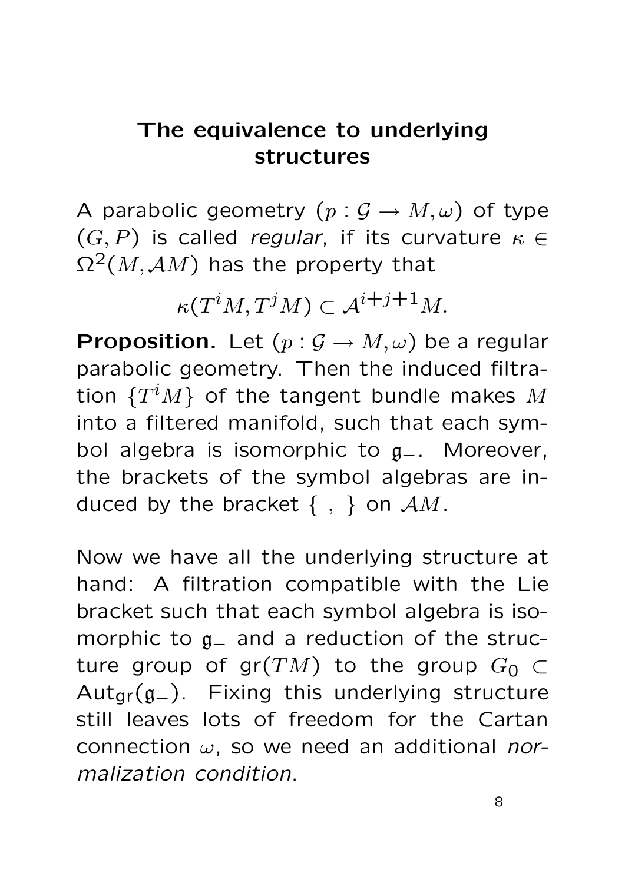## The equivalence to underlying structures

A parabolic geometry $(p : \mathcal{G} \to M, \omega)$ of type $(G, P)$ is called *regular*, if its curvature $\kappa \in \Omega^2(M, \mathcal{A}M)$ has the property that

$$\kappa(T^i M, T^j M) \subset \mathcal{A}^{i+j+1} M.$$

**Proposition.** Let $(p : \mathcal{G} \to M, \omega)$ be a regular parabolic geometry. Then the induced filtration $\{T^i M\}$ of the tangent bundle makes $M$ into a filtered manifold, such that each symbol algebra is isomorphic to $\mathfrak{g}_-$. Moreover, the brackets of the symbol algebras are induced by the bracket $\{\ ,\ \}$ on $\mathcal{A}M$.

Now we have all the underlying structure at hand: A filtration compatible with the Lie bracket such that each symbol algebra is isomorphic to $\mathfrak{g}_-$ and a reduction of the structure group of $\mathrm{gr}(TM)$ to the group $G_0 \subset \mathrm{Aut}_{\mathrm{gr}}(\mathfrak{g}_-)$. Fixing this underlying structure still leaves lots of freedom for the Cartan connection $\omega$, so we need an additional *normalization condition*.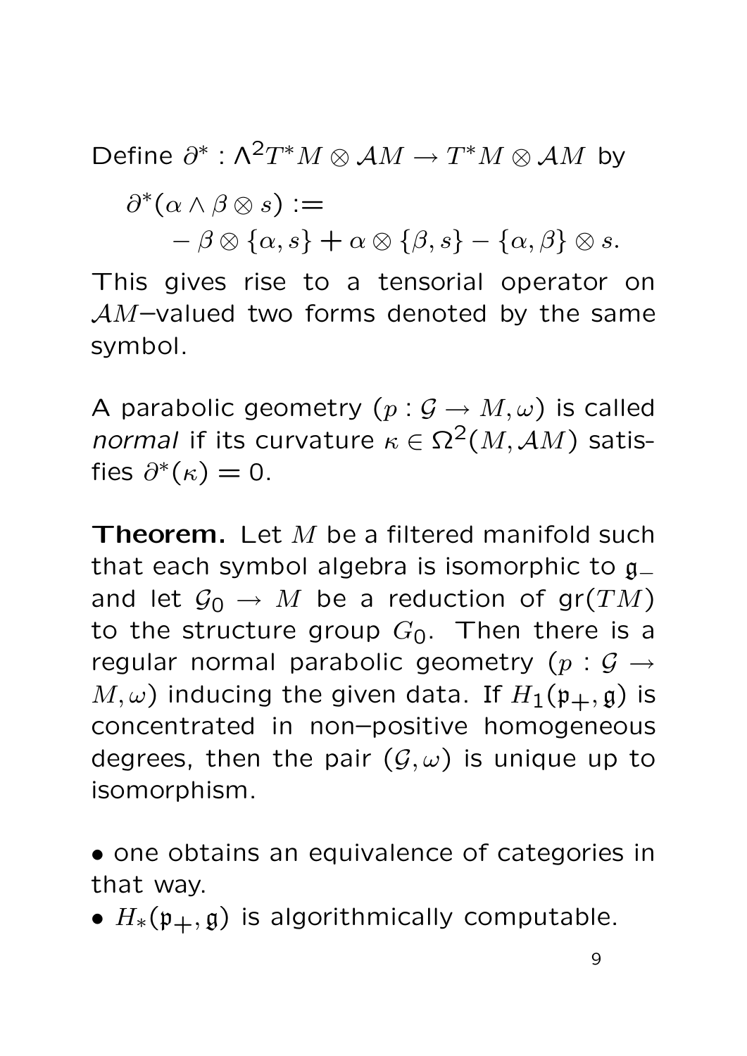Define $\partial^* : \Lambda^2 T^*M \otimes \mathcal{A}M \to T^*M \otimes \mathcal{A}M$ by

$$\partial^*(\alpha \wedge \beta \otimes s) := - \beta \otimes \{\alpha, s\} + \alpha \otimes \{\beta, s\} - \{\alpha, \beta\} \otimes s.$$

This gives rise to a tensorial operator on $\mathcal{A}M$–valued two forms denoted by the same symbol.

A parabolic geometry $(p : \mathcal{G} \to M, \omega)$ is called *normal* if its curvature $\kappa \in \Omega^2(M, \mathcal{A}M)$ satisfies $\partial^*(\kappa) = 0$.

**Theorem.** Let $M$ be a filtered manifold such that each symbol algebra is isomorphic to $\mathfrak{g}_-$ and let $\mathcal{G}_0 \to M$ be a reduction of $\mathrm{gr}(TM)$ to the structure group $G_0$. Then there is a regular normal parabolic geometry $(p : \mathcal{G} \to M, \omega)$ inducing the given data. If $H_1(\mathfrak{p}_+, \mathfrak{g})$ is concentrated in non–positive homogeneous degrees, then the pair $(\mathcal{G}, \omega)$ is unique up to isomorphism.

- one obtains an equivalence of categories in that way.
- $H_*(\mathfrak{p}_+, \mathfrak{g})$ is algorithmically computable.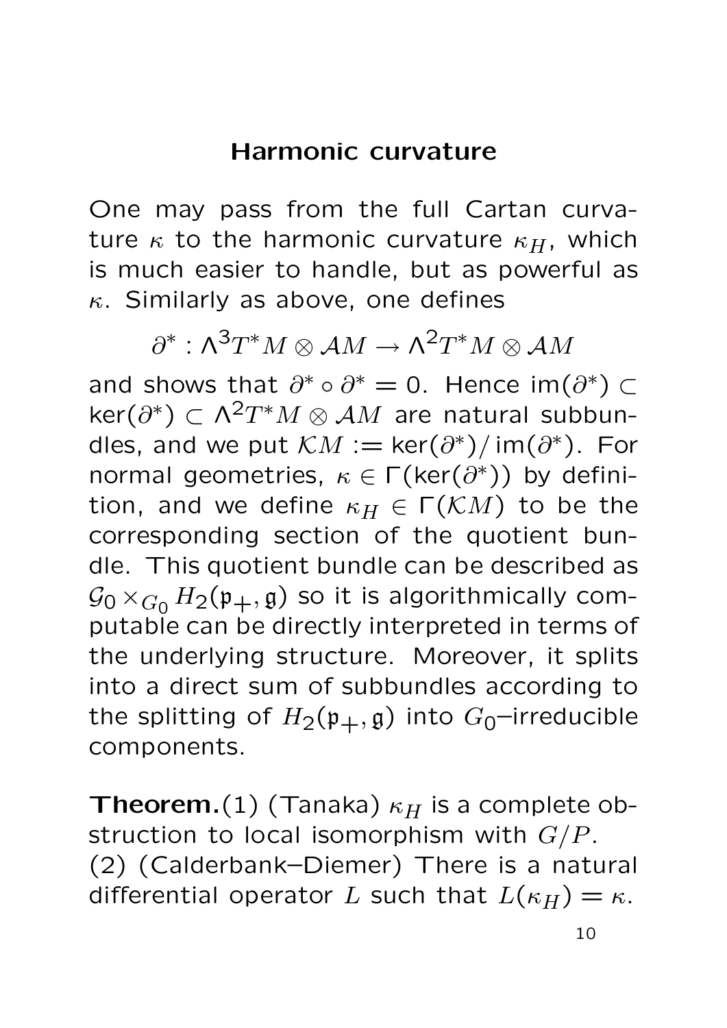# Harmonic curvature

One may pass from the full Cartan curvature $\kappa$ to the harmonic curvature $\kappa_H$, which is much easier to handle, but as powerful as $\kappa$. Similarly as above, one defines

$$\partial^* : \Lambda^3 T^*M \otimes \mathcal{A}M \to \Lambda^2 T^*M \otimes \mathcal{A}M$$

and shows that $\partial^* \circ \partial^* = 0$. Hence $\operatorname{im}(\partial^*) \subset \ker(\partial^*) \subset \Lambda^2 T^*M \otimes \mathcal{A}M$ are natural subbundles, and we put $\mathcal{K}M := \ker(\partial^*)/\operatorname{im}(\partial^*)$. For normal geometries, $\kappa \in \Gamma(\ker(\partial^*))$ by definition, and we define $\kappa_H \in \Gamma(\mathcal{K}M)$ to be the corresponding section of the quotient bundle. This quotient bundle can be described as $\mathcal{G}_0 \times_{G_0} H_2(\mathfrak{p}_+, \mathfrak{g})$ so it is algorithmically computable can be directly interpreted in terms of the underlying structure. Moreover, it splits into a direct sum of subbundles according to the splitting of $H_2(\mathfrak{p}_+, \mathfrak{g})$ into $G_0$–irreducible components.

**Theorem.**(1) (Tanaka) $\kappa_H$ is a complete obstruction to local isomorphism with $G/P$.
(2) (Calderbank–Diemer) There is a natural differential operator $L$ such that $L(\kappa_H) = \kappa$.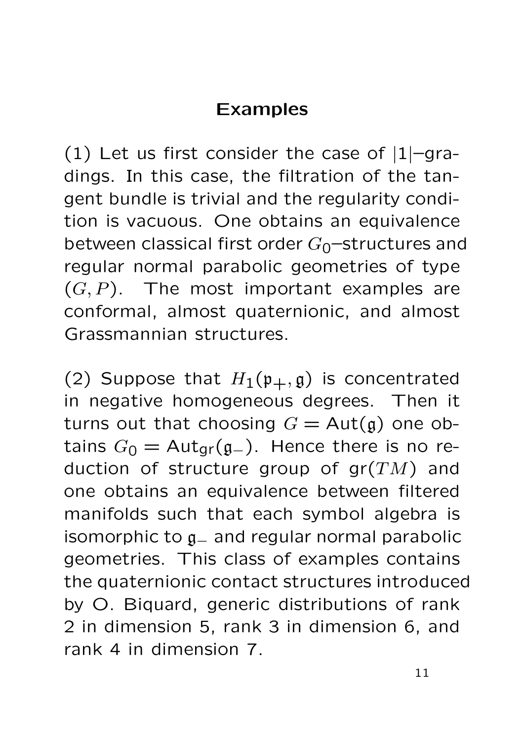# Examples

(1) Let us first consider the case of $|1|$–gradings. In this case, the filtration of the tangent bundle is trivial and the regularity condition is vacuous. One obtains an equivalence between classical first order $G_0$–structures and regular normal parabolic geometries of type $(G, P)$. The most important examples are conformal, almost quaternionic, and almost Grassmannian structures.

(2) Suppose that $H_1(\mathfrak{p}_+, \mathfrak{g})$ is concentrated in negative homogeneous degrees. Then it turns out that choosing $G = \mathrm{Aut}(\mathfrak{g})$ one obtains $G_0 = \mathrm{Aut}_{\mathrm{gr}}(\mathfrak{g}_-)$. Hence there is no reduction of structure group of $\mathrm{gr}(TM)$ and one obtains an equivalence between filtered manifolds such that each symbol algebra is isomorphic to $\mathfrak{g}_-$ and regular normal parabolic geometries. This class of examples contains the quaternionic contact structures introduced by O. Biquard, generic distributions of rank 2 in dimension 5, rank 3 in dimension 6, and rank 4 in dimension 7.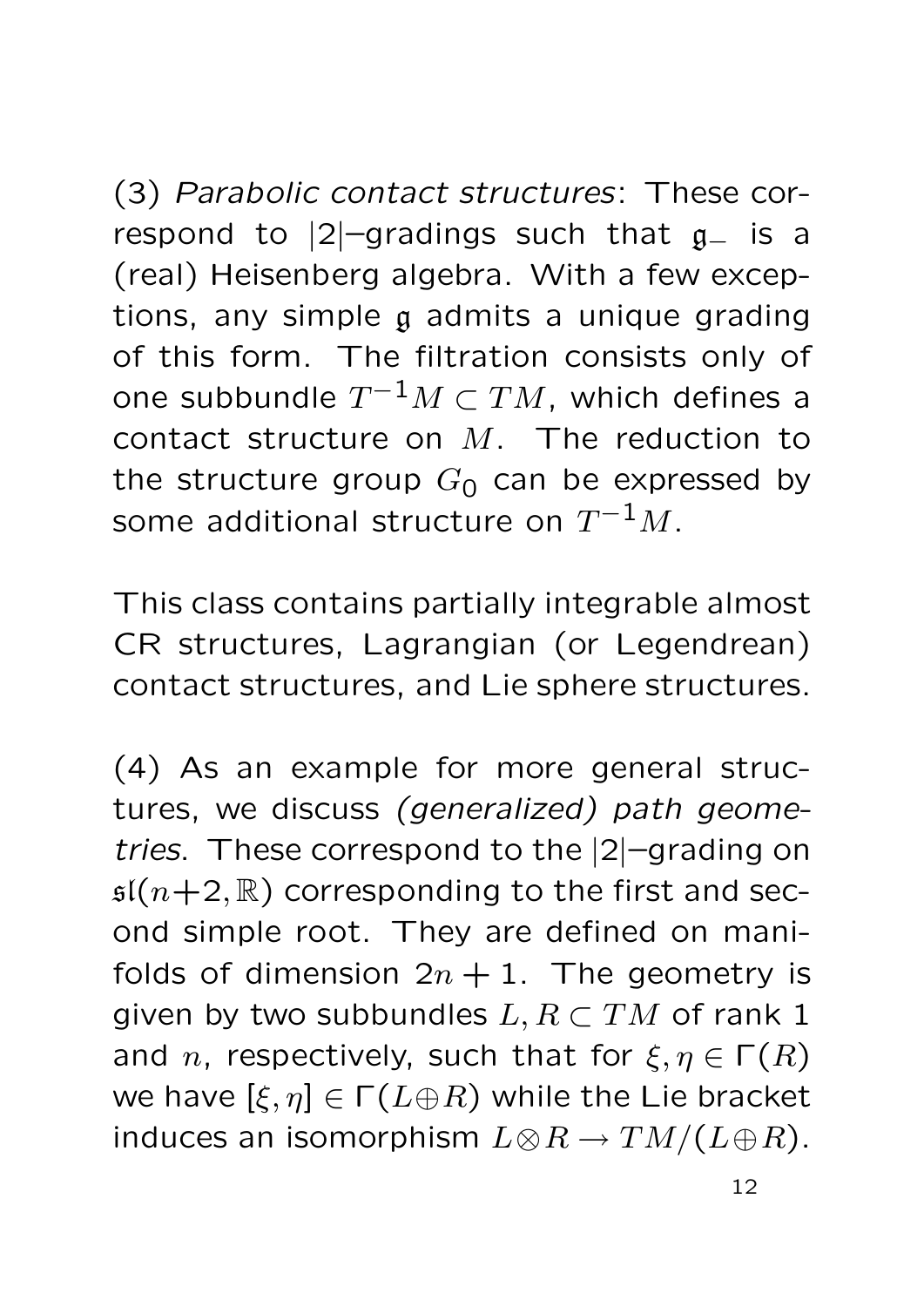(3) *Parabolic contact structures*: These correspond to $|2|$–gradings such that $\mathfrak{g}_-$ is a (real) Heisenberg algebra. With a few exceptions, any simple $\mathfrak{g}$ admits a unique grading of this form. The filtration consists only of one subbundle $T^{-1}M \subset TM$, which defines a contact structure on $M$. The reduction to the structure group $G_0$ can be expressed by some additional structure on $T^{-1}M$.

This class contains partially integrable almost CR structures, Lagrangian (or Legendrean) contact structures, and Lie sphere structures.

(4) As an example for more general structures, we discuss *(generalized) path geometries*. These correspond to the $|2|$–grading on $\mathfrak{sl}(n+2,\mathbb{R})$ corresponding to the first and second simple root. They are defined on manifolds of dimension $2n+1$. The geometry is given by two subbundles $L, R \subset TM$ of rank 1 and $n$, respectively, such that for $\xi, \eta \in \Gamma(R)$ we have $[\xi, \eta] \in \Gamma(L \oplus R)$ while the Lie bracket induces an isomorphism $L \otimes R \to TM/(L \oplus R)$.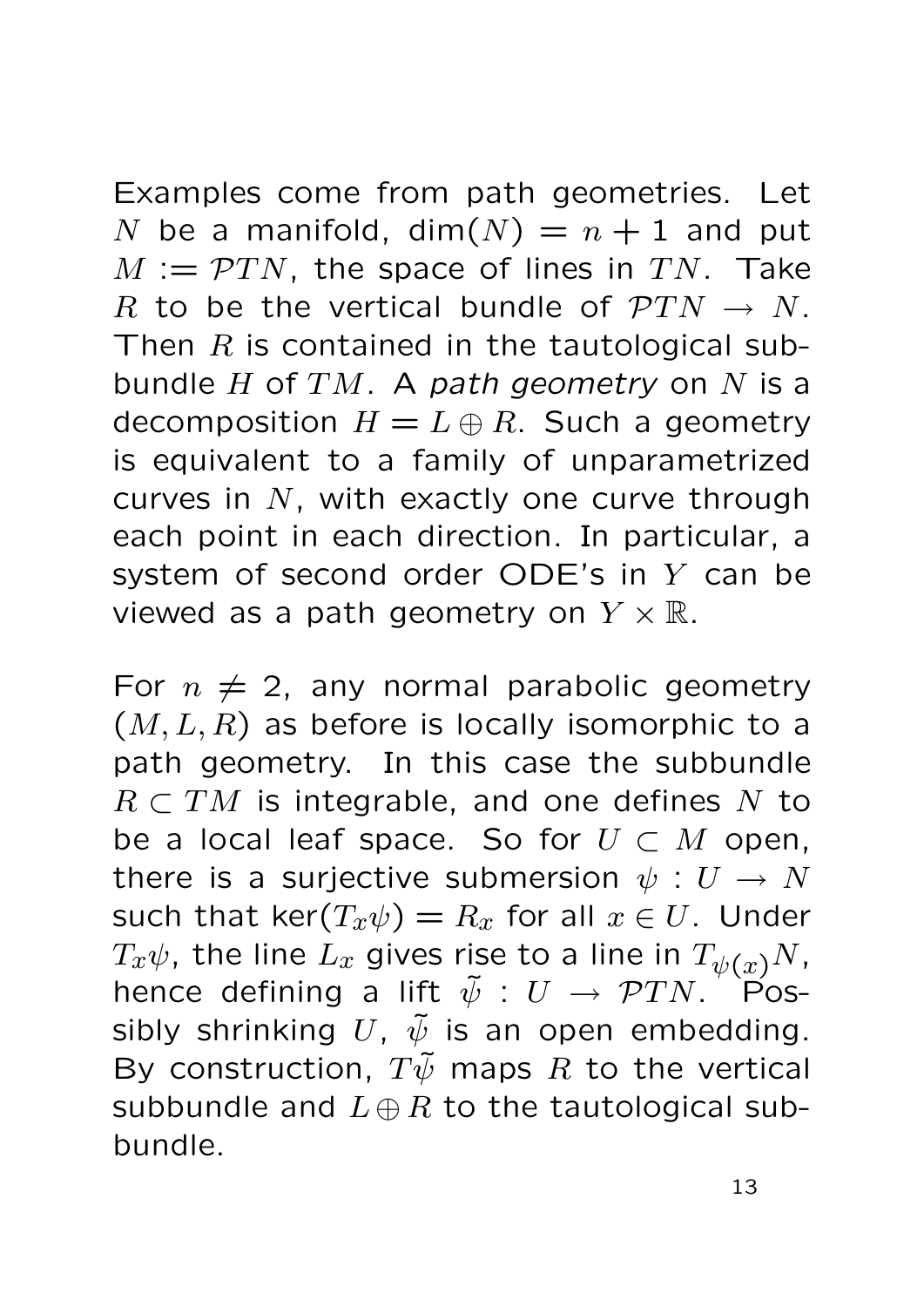Examples come from path geometries. Let $N$ be a manifold, $\dim(N) = n + 1$ and put $M := \mathcal{P}TN$, the space of lines in $TN$. Take $R$ to be the vertical bundle of $\mathcal{P}TN \to N$. Then $R$ is contained in the tautological subbundle $H$ of $TM$. A *path geometry* on $N$ is a decomposition $H = L \oplus R$. Such a geometry is equivalent to a family of unparametrized curves in $N$, with exactly one curve through each point in each direction. In particular, a system of second order ODE's in $Y$ can be viewed as a path geometry on $Y \times \mathbb{R}$.

For $n \neq 2$, any normal parabolic geometry $(M, L, R)$ as before is locally isomorphic to a path geometry. In this case the subbundle $R \subset TM$ is integrable, and one defines $N$ to be a local leaf space. So for $U \subset M$ open, there is a surjective submersion $\psi : U \to N$ such that $\ker(T_x\psi) = R_x$ for all $x \in U$. Under $T_x\psi$, the line $L_x$ gives rise to a line in $T_{\psi(x)}N$, hence defining a lift $\tilde{\psi} : U \to \mathcal{P}TN$. Possibly shrinking $U$, $\tilde{\psi}$ is an open embedding. By construction, $T\tilde{\psi}$ maps $R$ to the vertical subbundle and $L \oplus R$ to the tautological subbundle.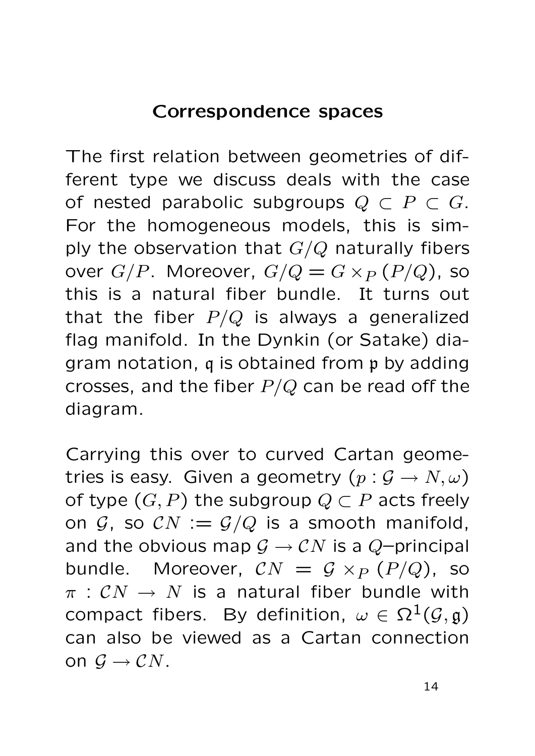# Correspondence spaces

The first relation between geometries of different type we discuss deals with the case of nested parabolic subgroups $Q \subset P \subset G$. For the homogeneous models, this is simply the observation that $G/Q$ naturally fibers over $G/P$. Moreover, $G/Q = G \times_P (P/Q)$, so this is a natural fiber bundle. It turns out that the fiber $P/Q$ is always a generalized flag manifold. In the Dynkin (or Satake) diagram notation, $\mathfrak{q}$ is obtained from $\mathfrak{p}$ by adding crosses, and the fiber $P/Q$ can be read off the diagram.

Carrying this over to curved Cartan geometries is easy. Given a geometry $(p : \mathcal{G} \to N, \omega)$ of type $(G, P)$ the subgroup $Q \subset P$ acts freely on $\mathcal{G}$, so $\mathcal{C}N := \mathcal{G}/Q$ is a smooth manifold, and the obvious map $\mathcal{G} \to \mathcal{C}N$ is a $Q$–principal bundle. Moreover, $\mathcal{C}N = \mathcal{G} \times_P (P/Q)$, so $\pi : \mathcal{C}N \to N$ is a natural fiber bundle with compact fibers. By definition, $\omega \in \Omega^1(\mathcal{G}, \mathfrak{g})$ can also be viewed as a Cartan connection on $\mathcal{G} \to \mathcal{C}N$.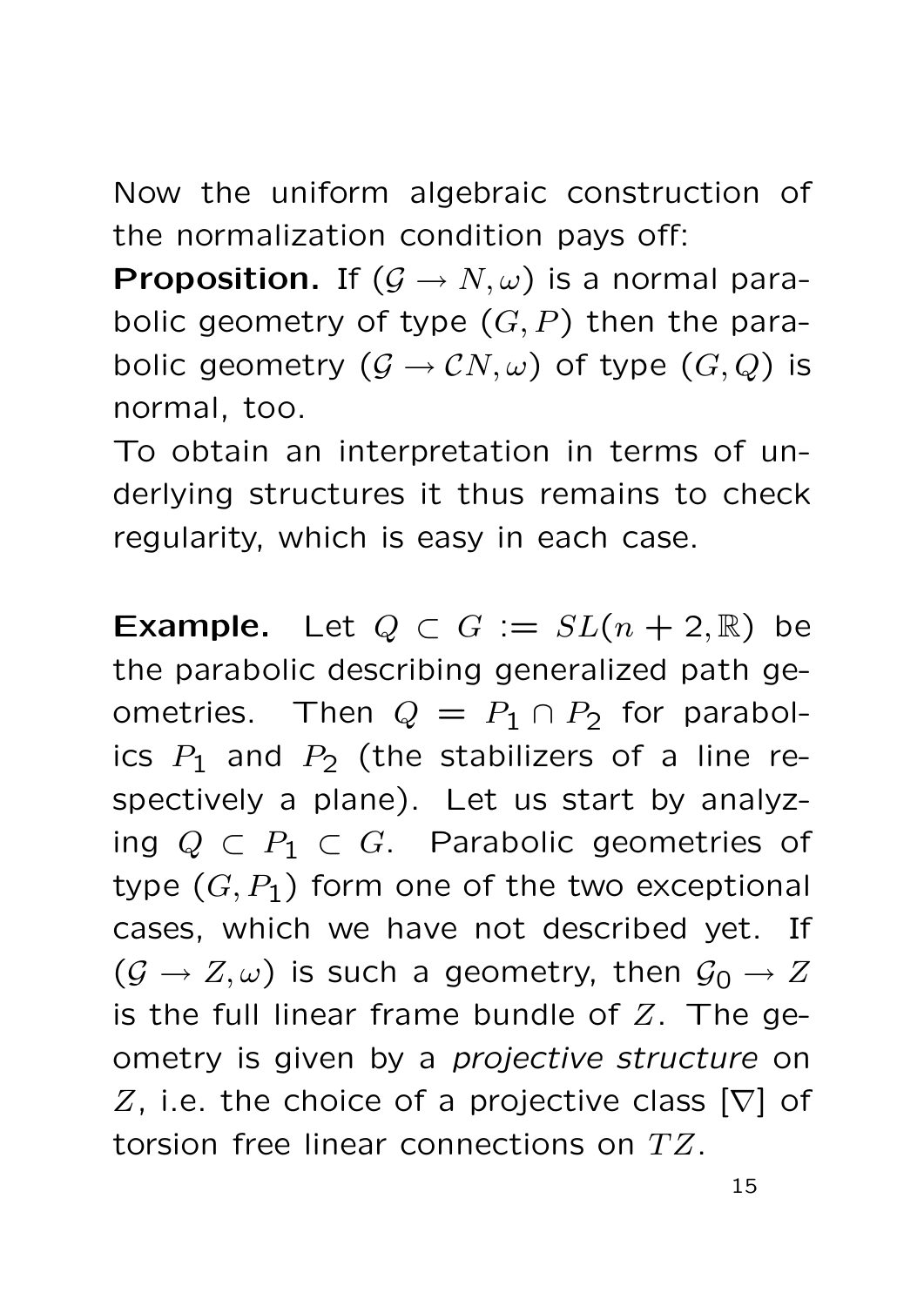Now the uniform algebraic construction of the normalization condition pays off:

**Proposition.** If $(\mathcal{G} \to N, \omega)$ is a normal parabolic geometry of type $(G, P)$ then the parabolic geometry $(\mathcal{G} \to \mathcal{C}N, \omega)$ of type $(G, Q)$ is normal, too.

To obtain an interpretation in terms of underlying structures it thus remains to check regularity, which is easy in each case.

**Example.** Let $Q \subset G := SL(n+2, \mathbb{R})$ be the parabolic describing generalized path geometries. Then $Q = P_1 \cap P_2$ for parabolics $P_1$ and $P_2$ (the stabilizers of a line respectively a plane). Let us start by analyzing $Q \subset P_1 \subset G$. Parabolic geometries of type $(G, P_1)$ form one of the two exceptional cases, which we have not described yet. If $(\mathcal{G} \to Z, \omega)$ is such a geometry, then $\mathcal{G}_0 \to Z$ is the full linear frame bundle of $Z$. The geometry is given by a *projective structure* on $Z$, i.e. the choice of a projective class $[\nabla]$ of torsion free linear connections on $TZ$.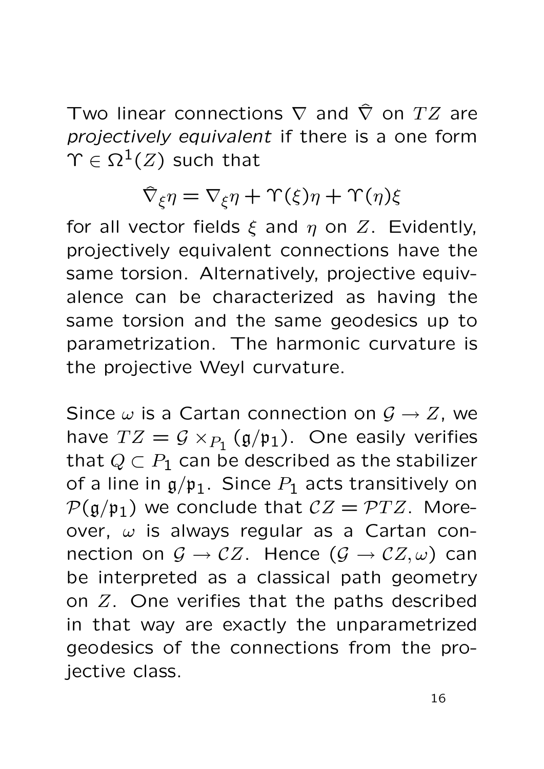Two linear connections $\nabla$ and $\hat{\nabla}$ on $TZ$ are *projectively equivalent* if there is a one form $\Upsilon \in \Omega^1(Z)$ such that

$$\hat{\nabla}_\xi \eta = \nabla_\xi \eta + \Upsilon(\xi)\eta + \Upsilon(\eta)\xi$$

for all vector fields $\xi$ and $\eta$ on $Z$. Evidently, projectively equivalent connections have the same torsion. Alternatively, projective equivalence can be characterized as having the same torsion and the same geodesics up to parametrization. The harmonic curvature is the projective Weyl curvature.

Since $\omega$ is a Cartan connection on $\mathcal{G} \to Z$, we have $TZ = \mathcal{G} \times_{P_1} (\mathfrak{g}/\mathfrak{p}_1)$. One easily verifies that $Q \subset P_1$ can be described as the stabilizer of a line in $\mathfrak{g}/\mathfrak{p}_1$. Since $P_1$ acts transitively on $\mathcal{P}(\mathfrak{g}/\mathfrak{p}_1)$ we conclude that $\mathcal{C}Z = \mathcal{P}TZ$. Moreover, $\omega$ is always regular as a Cartan connection on $\mathcal{G} \to \mathcal{C}Z$. Hence $(\mathcal{G} \to \mathcal{C}Z, \omega)$ can be interpreted as a classical path geometry on $Z$. One verifies that the paths described in that way are exactly the unparametrized geodesics of the connections from the projective class.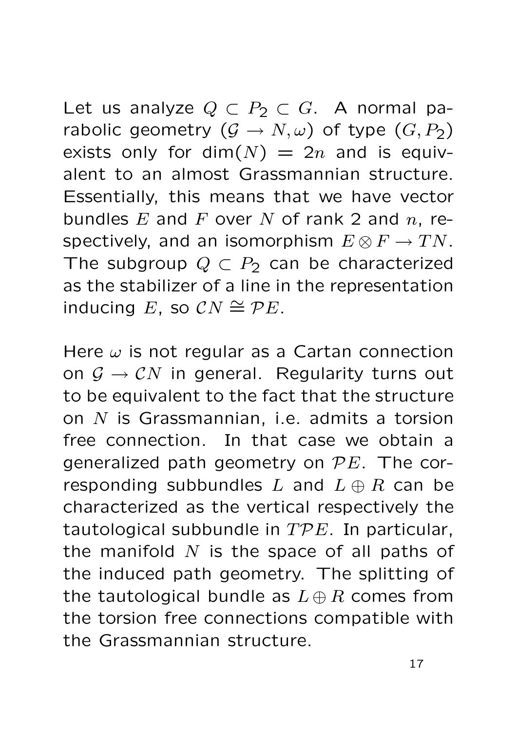Let us analyze $Q \subset P_2 \subset G$. A normal parabolic geometry $(\mathcal{G} \to N, \omega)$ of type $(G, P_2)$ exists only for $\dim(N) = 2n$ and is equivalent to an almost Grassmannian structure. Essentially, this means that we have vector bundles $E$ and $F$ over $N$ of rank 2 and $n$, respectively, and an isomorphism $E \otimes F \to TN$. The subgroup $Q \subset P_2$ can be characterized as the stabilizer of a line in the representation inducing $E$, so $\mathcal{C}N \cong \mathcal{P}E$.

Here $\omega$ is not regular as a Cartan connection on $\mathcal{G} \to \mathcal{C}N$ in general. Regularity turns out to be equivalent to the fact that the structure on $N$ is Grassmannian, i.e. admits a torsion free connection. In that case we obtain a generalized path geometry on $\mathcal{P}E$. The corresponding subbundles $L$ and $L \oplus R$ can be characterized as the vertical respectively the tautological subbundle in $T\mathcal{P}E$. In particular, the manifold $N$ is the space of all paths of the induced path geometry. The splitting of the tautological bundle as $L \oplus R$ comes from the torsion free connections compatible with the Grassmannian structure.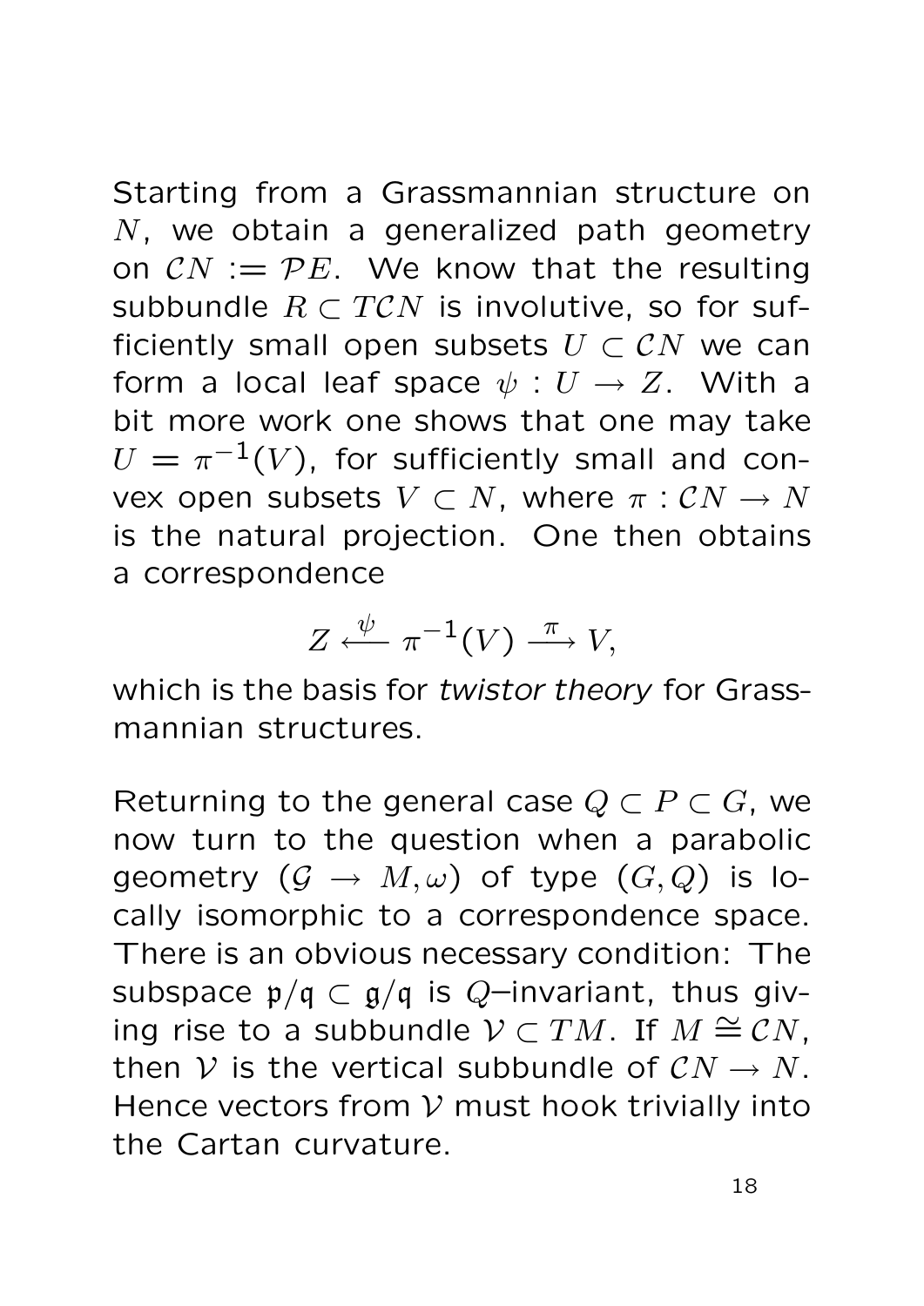Starting from a Grassmannian structure on $N$, we obtain a generalized path geometry on $\mathcal{C}N := \mathcal{P}E$. We know that the resulting subbundle $R \subset T\mathcal{C}N$ is involutive, so for sufficiently small open subsets $U \subset \mathcal{C}N$ we can form a local leaf space $\psi : U \to Z$. With a bit more work one shows that one may take $U = \pi^{-1}(V)$, for sufficiently small and convex open subsets $V \subset N$, where $\pi : \mathcal{C}N \to N$ is the natural projection. One then obtains a correspondence

$$Z \xleftarrow{\psi} \pi^{-1}(V) \xrightarrow{\pi} V,$$

which is the basis for *twistor theory* for Grassmannian structures.

Returning to the general case $Q \subset P \subset G$, we now turn to the question when a parabolic geometry $(\mathcal{G} \to M, \omega)$ of type $(G, Q)$ is locally isomorphic to a correspondence space. There is an obvious necessary condition: The subspace $\mathfrak{p}/\mathfrak{q} \subset \mathfrak{g}/\mathfrak{q}$ is $Q$–invariant, thus giving rise to a subbundle $\mathcal{V} \subset TM$. If $M \cong \mathcal{C}N$, then $\mathcal{V}$ is the vertical subbundle of $\mathcal{C}N \to N$. Hence vectors from $\mathcal{V}$ must hook trivially into the Cartan curvature.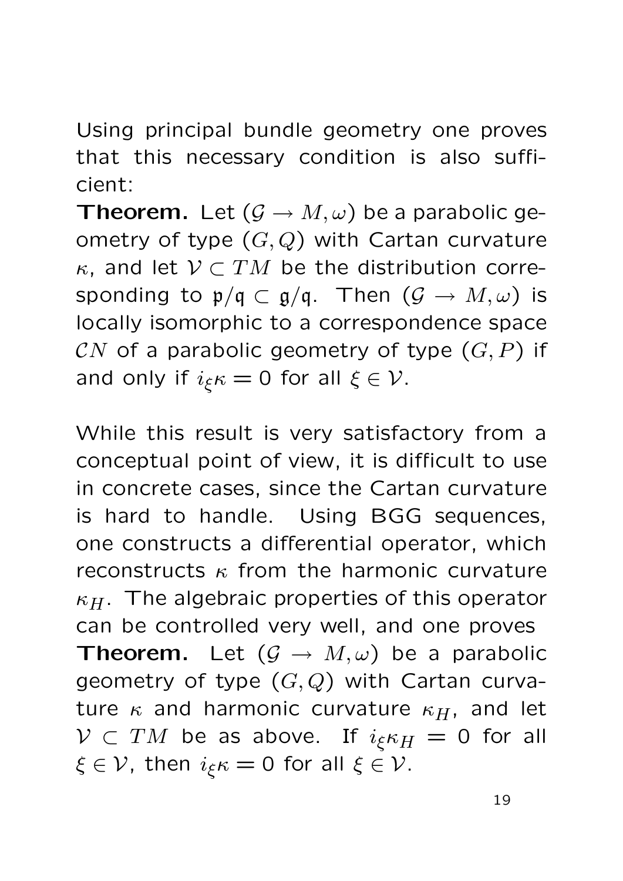Using principal bundle geometry one proves that this necessary condition is also sufficient:

**Theorem.** Let $(\mathcal{G} \to M, \omega)$ be a parabolic geometry of type $(G, Q)$ with Cartan curvature $\kappa$, and let $\mathcal{V} \subset TM$ be the distribution corresponding to $\mathfrak{p}/\mathfrak{q} \subset \mathfrak{g}/\mathfrak{q}$. Then $(\mathcal{G} \to M, \omega)$ is locally isomorphic to a correspondence space $\mathcal{C}N$ of a parabolic geometry of type $(G, P)$ if and only if $i_\xi \kappa = 0$ for all $\xi \in \mathcal{V}$.

While this result is very satisfactory from a conceptual point of view, it is difficult to use in concrete cases, since the Cartan curvature is hard to handle. Using BGG sequences, one constructs a differential operator, which reconstructs $\kappa$ from the harmonic curvature $\kappa_H$. The algebraic properties of this operator can be controlled very well, and one proves

**Theorem.** Let $(\mathcal{G} \to M, \omega)$ be a parabolic geometry of type $(G, Q)$ with Cartan curvature $\kappa$ and harmonic curvature $\kappa_H$, and let $\mathcal{V} \subset TM$ be as above. If $i_\xi \kappa_H = 0$ for all $\xi \in \mathcal{V}$, then $i_\xi \kappa = 0$ for all $\xi \in \mathcal{V}$.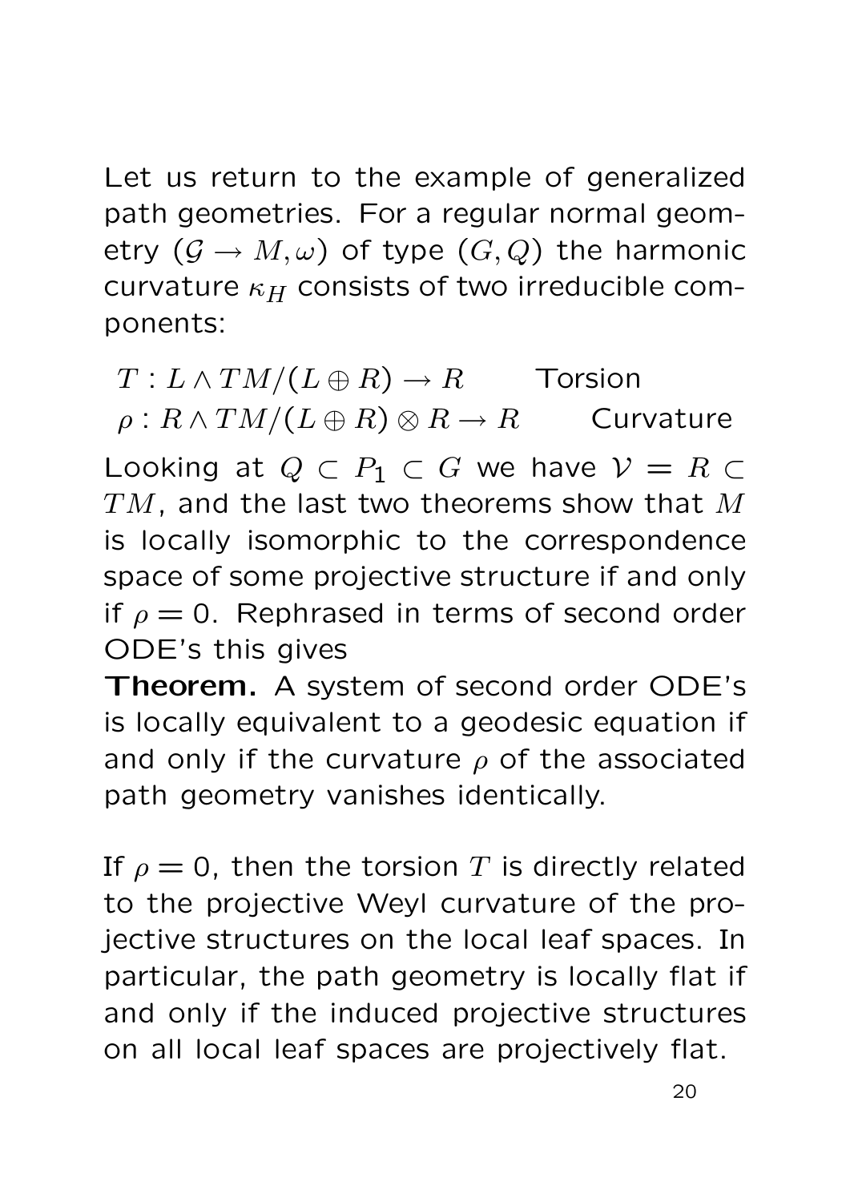Let us return to the example of generalized path geometries. For a regular normal geometry $(\mathcal{G} \to M, \omega)$ of type $(G, Q)$ the harmonic curvature $\kappa_H$ consists of two irreducible components:

$$T : L \wedge TM/(L \oplus R) \to R \qquad \text{Torsion}$$
$$\rho : R \wedge TM/(L \oplus R) \otimes R \to R \qquad \text{Curvature}$$

Looking at $Q \subset P_1 \subset G$ we have $\mathcal{V} = R \subset TM$, and the last two theorems show that $M$ is locally isomorphic to the correspondence space of some projective structure if and only if $\rho = 0$. Rephrased in terms of second order ODE's this gives

**Theorem.** A system of second order ODE's is locally equivalent to a geodesic equation if and only if the curvature $\rho$ of the associated path geometry vanishes identically.

If $\rho = 0$, then the torsion $T$ is directly related to the projective Weyl curvature of the projective structures on the local leaf spaces. In particular, the path geometry is locally flat if and only if the induced projective structures on all local leaf spaces are projectively flat.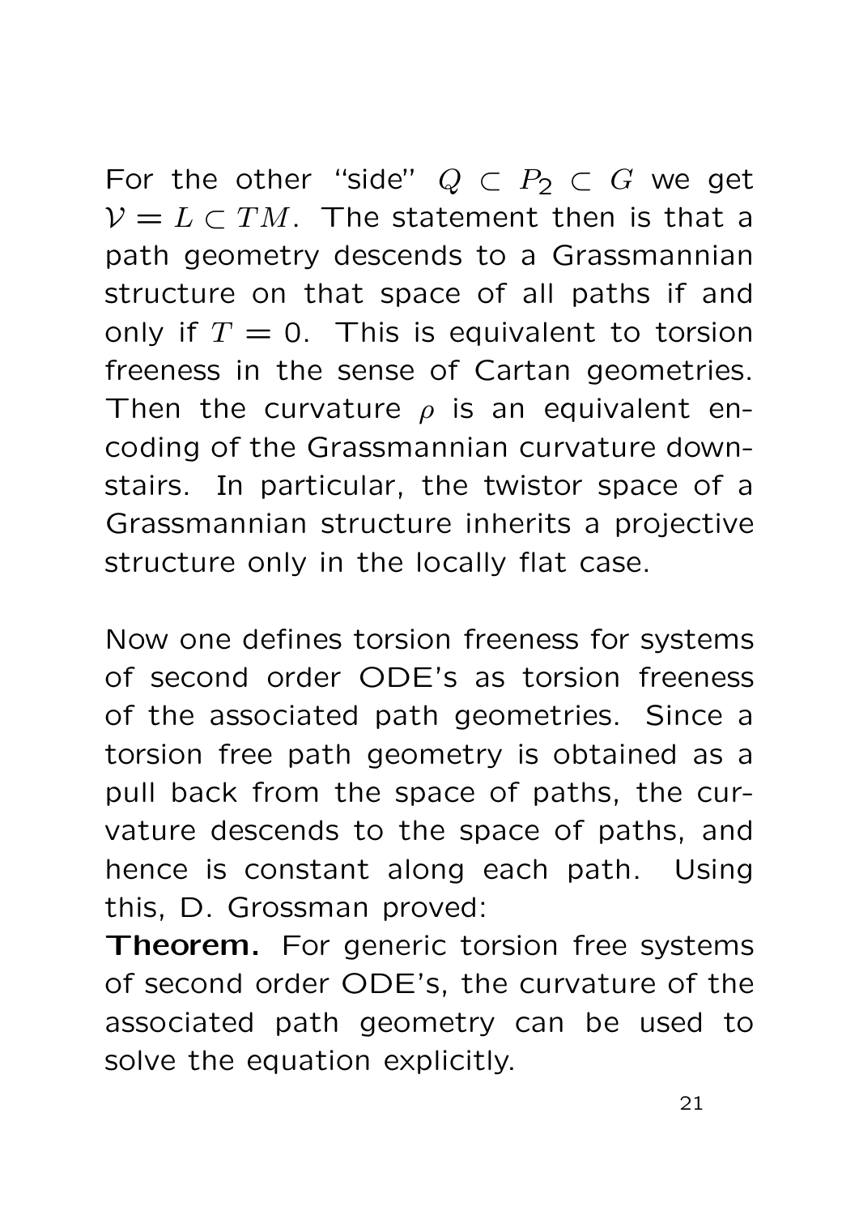For the other "side" $Q \subset P_2 \subset G$ we get $\mathcal{V} = L \subset TM$. The statement then is that a path geometry descends to a Grassmannian structure on that space of all paths if and only if $T = 0$. This is equivalent to torsion freeness in the sense of Cartan geometries. Then the curvature $\rho$ is an equivalent encoding of the Grassmannian curvature downstairs. In particular, the twistor space of a Grassmannian structure inherits a projective structure only in the locally flat case.

Now one defines torsion freeness for systems of second order ODE's as torsion freeness of the associated path geometries. Since a torsion free path geometry is obtained as a pull back from the space of paths, the curvature descends to the space of paths, and hence is constant along each path. Using this, D. Grossman proved:

**Theorem.** For generic torsion free systems of second order ODE's, the curvature of the associated path geometry can be used to solve the equation explicitly.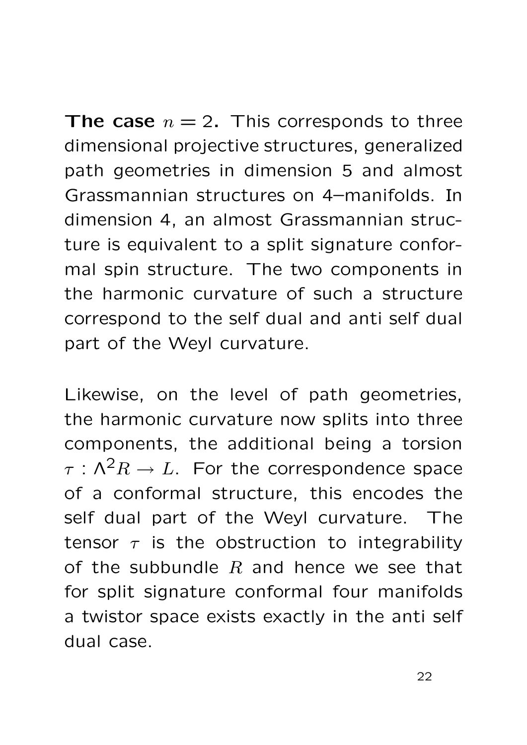**The case $n = 2$.** This corresponds to three dimensional projective structures, generalized path geometries in dimension 5 and almost Grassmannian structures on 4–manifolds. In dimension 4, an almost Grassmannian structure is equivalent to a split signature conformal spin structure. The two components in the harmonic curvature of such a structure correspond to the self dual and anti self dual part of the Weyl curvature.

Likewise, on the level of path geometries, the harmonic curvature now splits into three components, the additional being a torsion $\tau : \Lambda^2 R \to L$. For the correspondence space of a conformal structure, this encodes the self dual part of the Weyl curvature. The tensor $\tau$ is the obstruction to integrability of the subbundle $R$ and hence we see that for split signature conformal four manifolds a twistor space exists exactly in the anti self dual case.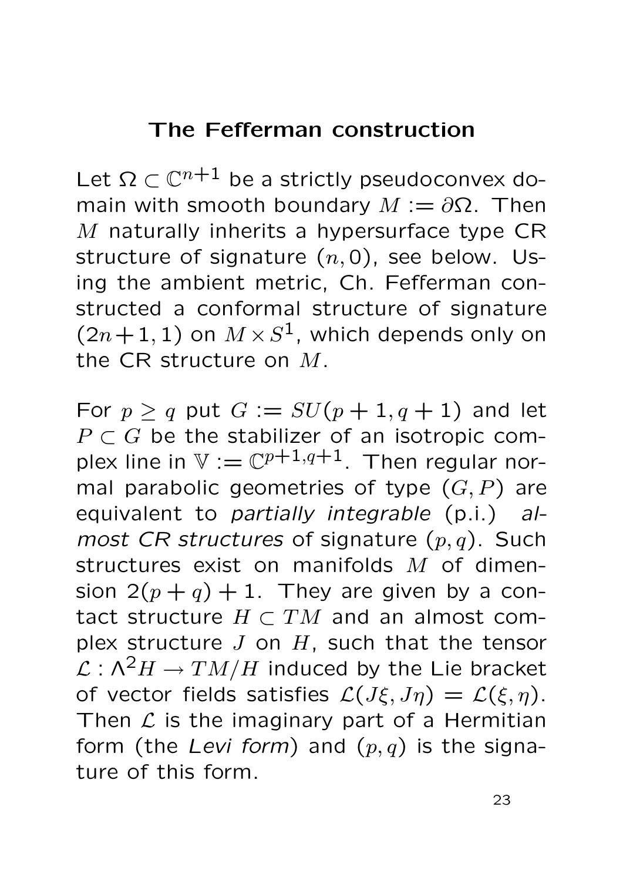# The Fefferman construction

Let $\Omega \subset \mathbb{C}^{n+1}$ be a strictly pseudoconvex domain with smooth boundary $M := \partial\Omega$. Then $M$ naturally inherits a hypersurface type CR structure of signature $(n, 0)$, see below. Using the ambient metric, Ch. Fefferman constructed a conformal structure of signature $(2n+1, 1)$ on $M \times S^1$, which depends only on the CR structure on $M$.

For $p \geq q$ put $G := SU(p+1, q+1)$ and let $P \subset G$ be the stabilizer of an isotropic complex line in $\mathbb{V} := \mathbb{C}^{p+1,q+1}$. Then regular normal parabolic geometries of type $(G, P)$ are equivalent to *partially integrable* (p.i.) *almost CR structures* of signature $(p, q)$. Such structures exist on manifolds $M$ of dimension $2(p+q)+1$. They are given by a contact structure $H \subset TM$ and an almost complex structure $J$ on $H$, such that the tensor $\mathcal{L} : \Lambda^2 H \to TM/H$ induced by the Lie bracket of vector fields satisfies $\mathcal{L}(J\xi, J\eta) = \mathcal{L}(\xi, \eta)$. Then $\mathcal{L}$ is the imaginary part of a Hermitian form (the *Levi form*) and $(p, q)$ is the signature of this form.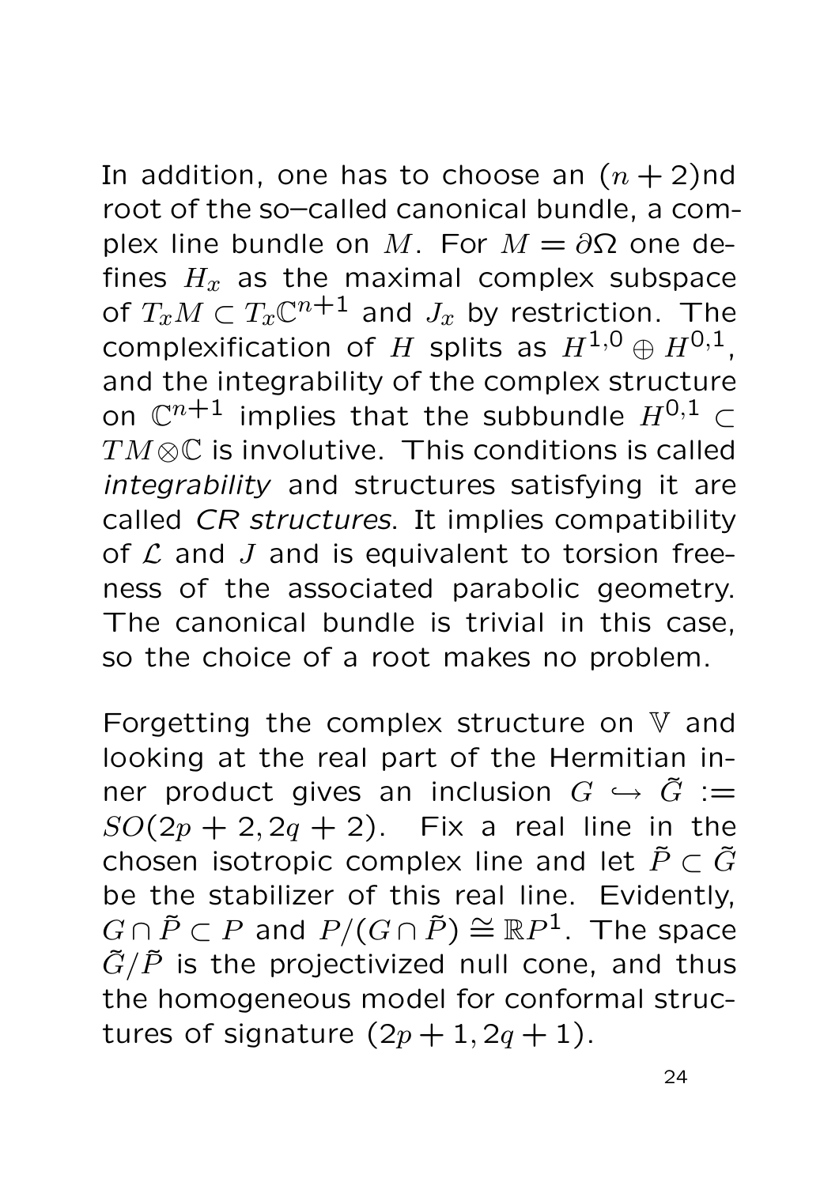In addition, one has to choose an $(n+2)$nd root of the so–called canonical bundle, a complex line bundle on $M$. For $M = \partial\Omega$ one defines $H_x$ as the maximal complex subspace of $T_xM \subset T_x\mathbb{C}^{n+1}$ and $J_x$ by restriction. The complexification of $H$ splits as $H^{1,0} \oplus H^{0,1}$, and the integrability of the complex structure on $\mathbb{C}^{n+1}$ implies that the subbundle $H^{0,1} \subset TM \otimes \mathbb{C}$ is involutive. This conditions is called *integrability* and structures satisfying it are called *CR structures*. It implies compatibility of $\mathcal{L}$ and $J$ and is equivalent to torsion freeness of the associated parabolic geometry. The canonical bundle is trivial in this case, so the choice of a root makes no problem.

Forgetting the complex structure on $\mathbb{V}$ and looking at the real part of the Hermitian inner product gives an inclusion $G \hookrightarrow \tilde{G} := SO(2p+2, 2q+2)$. Fix a real line in the chosen isotropic complex line and let $\tilde{P} \subset \tilde{G}$ be the stabilizer of this real line. Evidently, $G \cap \tilde{P} \subset P$ and $P/(G \cap \tilde{P}) \cong \mathbb{R}P^1$. The space $\tilde{G}/\tilde{P}$ is the projectivized null cone, and thus the homogeneous model for conformal structures of signature $(2p+1, 2q+1)$.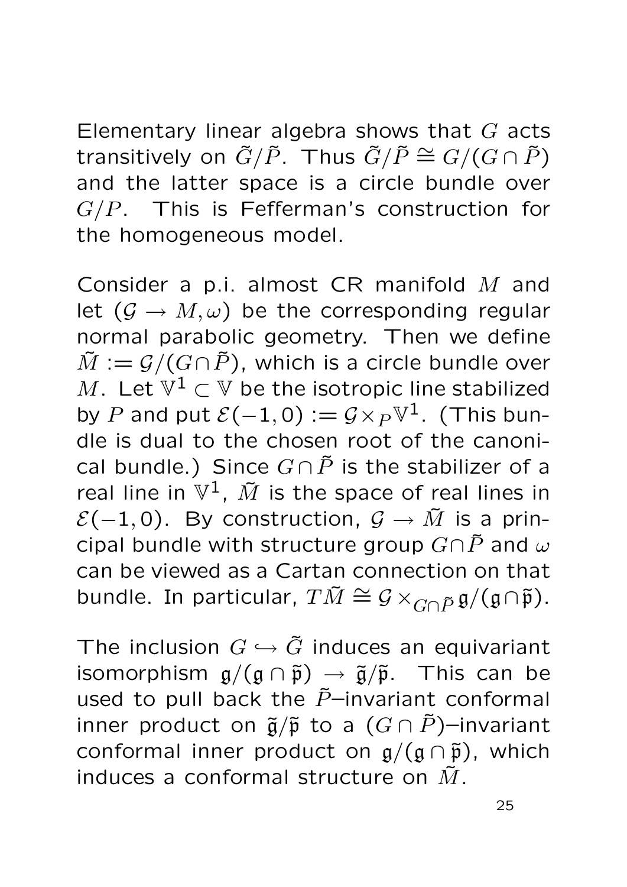Elementary linear algebra shows that $G$ acts transitively on $\tilde{G}/\tilde{P}$. Thus $\tilde{G}/\tilde{P} \cong G/(G \cap \tilde{P})$ and the latter space is a circle bundle over $G/P$. This is Fefferman's construction for the homogeneous model.

Consider a p.i. almost CR manifold $M$ and let $(\mathcal{G} \to M, \omega)$ be the corresponding regular normal parabolic geometry. Then we define $\tilde{M} := \mathcal{G}/(G \cap \tilde{P})$, which is a circle bundle over $M$. Let $\mathbb{V}^1 \subset \mathbb{V}$ be the isotropic line stabilized by $P$ and put $\mathcal{E}(-1,0) := \mathcal{G} \times_P \mathbb{V}^1$. (This bundle is dual to the chosen root of the canonical bundle.) Since $G \cap \tilde{P}$ is the stabilizer of a real line in $\mathbb{V}^1$, $\tilde{M}$ is the space of real lines in $\mathcal{E}(-1,0)$. By construction, $\mathcal{G} \to \tilde{M}$ is a principal bundle with structure group $G \cap \tilde{P}$ and $\omega$ can be viewed as a Cartan connection on that bundle. In particular, $T\tilde{M} \cong \mathcal{G} \times_{G \cap \tilde{P}} \mathfrak{g}/(\mathfrak{g} \cap \tilde{\mathfrak{p}})$.

The inclusion $G \hookrightarrow \tilde{G}$ induces an equivariant isomorphism $\mathfrak{g}/(\mathfrak{g} \cap \tilde{\mathfrak{p}}) \to \tilde{\mathfrak{g}}/\tilde{\mathfrak{p}}$. This can be used to pull back the $\tilde{P}$–invariant conformal inner product on $\tilde{\mathfrak{g}}/\tilde{\mathfrak{p}}$ to a $(G \cap \tilde{P})$–invariant conformal inner product on $\mathfrak{g}/(\mathfrak{g} \cap \tilde{\mathfrak{p}})$, which induces a conformal structure on $\tilde{M}$.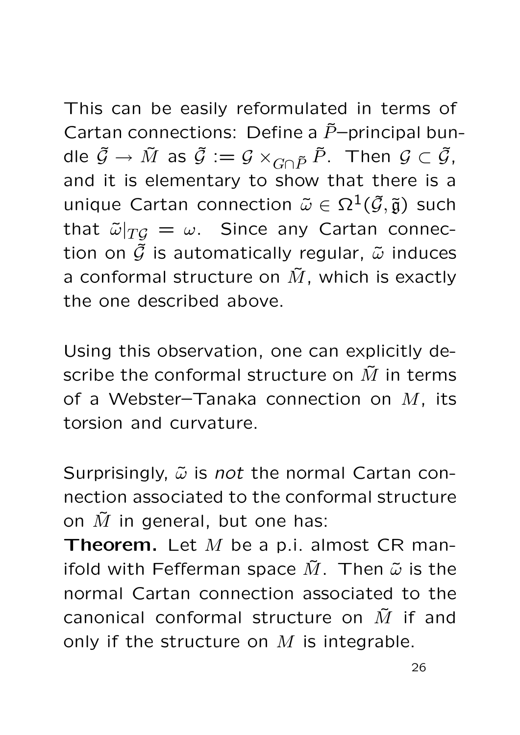This can be easily reformulated in terms of Cartan connections: Define a $\tilde{P}$–principal bundle $\tilde{\mathcal{G}} \to \tilde{M}$ as $\tilde{\mathcal{G}} := \mathcal{G} \times_{G \cap \tilde{P}} \tilde{P}$. Then $\mathcal{G} \subset \tilde{\mathcal{G}}$, and it is elementary to show that there is a unique Cartan connection $\tilde{\omega} \in \Omega^1(\tilde{\mathcal{G}}, \tilde{\mathfrak{g}})$ such that $\tilde{\omega}|_{T\mathcal{G}} = \omega$. Since any Cartan connection on $\tilde{\mathcal{G}}$ is automatically regular, $\tilde{\omega}$ induces a conformal structure on $\tilde{M}$, which is exactly the one described above.

Using this observation, one can explicitly describe the conformal structure on $\tilde{M}$ in terms of a Webster–Tanaka connection on $M$, its torsion and curvature.

Surprisingly, $\tilde{\omega}$ is *not* the normal Cartan connection associated to the conformal structure on $\tilde{M}$ in general, but one has:

**Theorem.** Let $M$ be a p.i. almost CR manifold with Fefferman space $\tilde{M}$. Then $\tilde{\omega}$ is the normal Cartan connection associated to the canonical conformal structure on $\tilde{M}$ if and only if the structure on $M$ is integrable.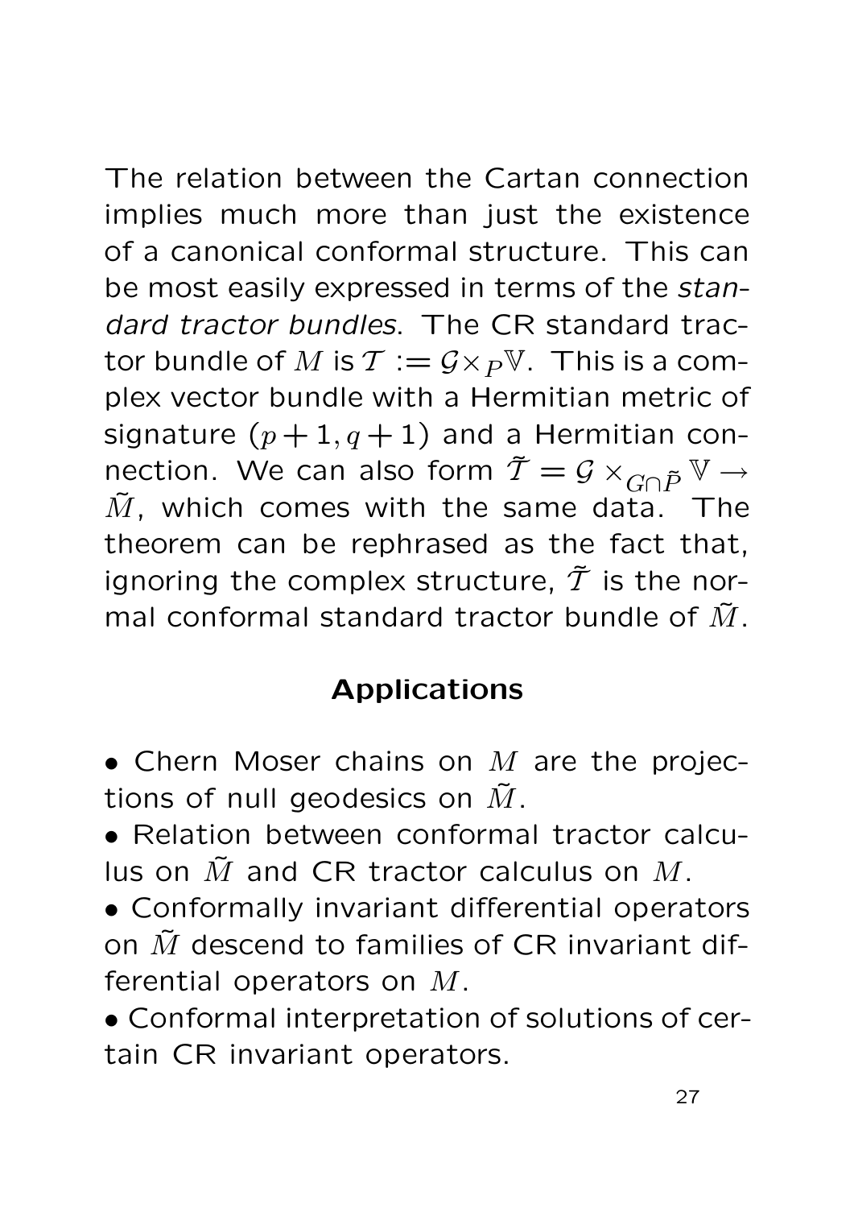The relation between the Cartan connection implies much more than just the existence of a canonical conformal structure. This can be most easily expressed in terms of the *standard tractor bundles*. The CR standard tractor bundle of $M$ is $\mathcal{T} := \mathcal{G} \times_P \mathbb{V}$. This is a complex vector bundle with a Hermitian metric of signature $(p+1, q+1)$ and a Hermitian connection. We can also form $\tilde{\mathcal{T}} = \mathcal{G} \times_{G \cap \tilde{P}} \mathbb{V} \to \tilde{M}$, which comes with the same data. The theorem can be rephrased as the fact that, ignoring the complex structure, $\tilde{\mathcal{T}}$ is the normal conformal standard tractor bundle of $\tilde{M}$.

## Applications

- Chern Moser chains on $M$ are the projections of null geodesics on $\tilde{M}$.
- Relation between conformal tractor calculus on $\tilde{M}$ and CR tractor calculus on $M$.
- Conformally invariant differential operators on $\tilde{M}$ descend to families of CR invariant differential operators on $M$.
- Conformal interpretation of solutions of certain CR invariant operators.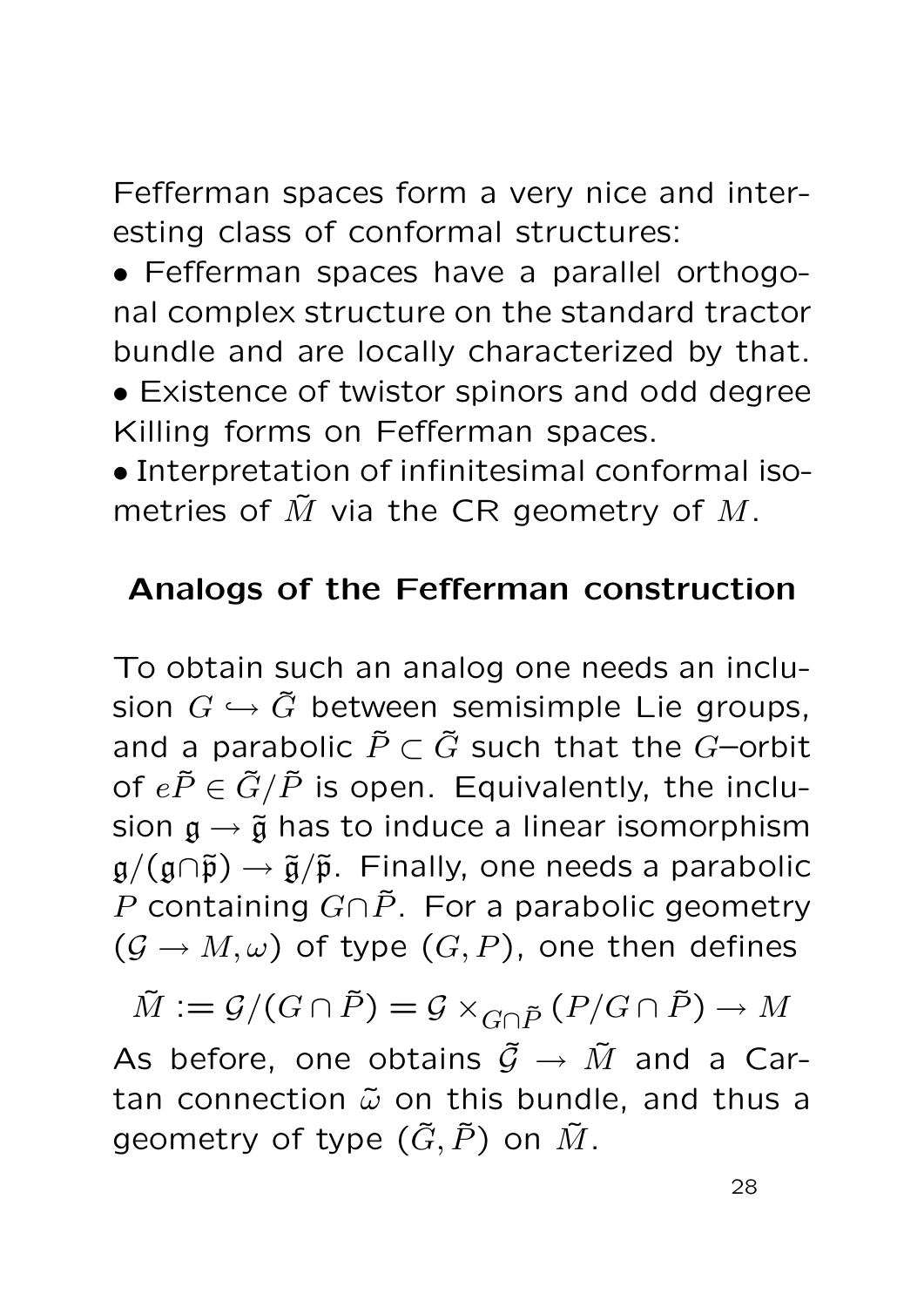Fefferman spaces form a very nice and interesting class of conformal structures:

- Fefferman spaces have a parallel orthogonal complex structure on the standard tractor bundle and are locally characterized by that.
- Existence of twistor spinors and odd degree Killing forms on Fefferman spaces.
- Interpretation of infinitesimal conformal isometries of $\tilde{M}$ via the CR geometry of $M$.

## Analogs of the Fefferman construction

To obtain such an analog one needs an inclusion $G \hookrightarrow \tilde{G}$ between semisimple Lie groups, and a parabolic $\tilde{P} \subset \tilde{G}$ such that the $G$–orbit of $e\tilde{P} \in \tilde{G}/\tilde{P}$ is open. Equivalently, the inclusion $\mathfrak{g} \to \tilde{\mathfrak{g}}$ has to induce a linear isomorphism $\mathfrak{g}/(\mathfrak{g}\cap\tilde{\mathfrak{p}}) \to \tilde{\mathfrak{g}}/\tilde{\mathfrak{p}}$. Finally, one needs a parabolic $P$ containing $G\cap\tilde{P}$. For a parabolic geometry $(\mathcal{G} \to M, \omega)$ of type $(G, P)$, one then defines

$$\tilde{M} := \mathcal{G}/(G \cap \tilde{P}) = \mathcal{G} \times_{G\cap\tilde{P}} (P/G \cap \tilde{P}) \to M$$

As before, one obtains $\tilde{\mathcal{G}} \to \tilde{M}$ and a Cartan connection $\tilde{\omega}$ on this bundle, and thus a geometry of type $(\tilde{G}, \tilde{P})$ on $\tilde{M}$.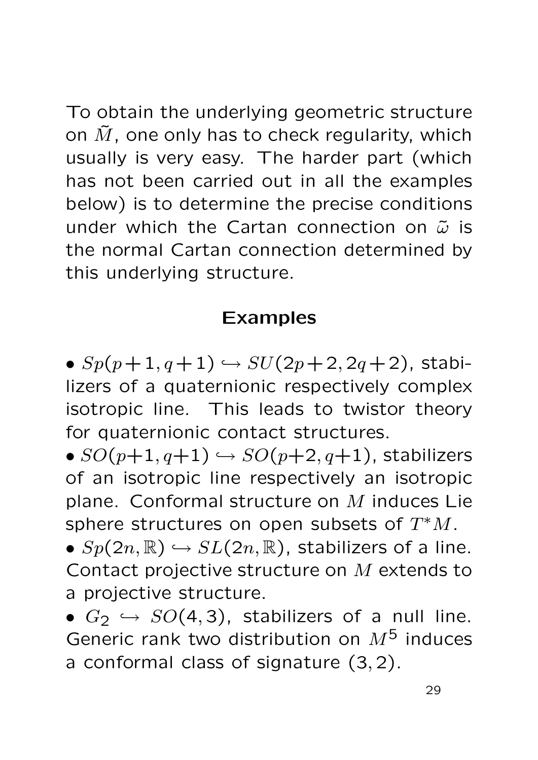To obtain the underlying geometric structure on $\tilde{M}$, one only has to check regularity, which usually is very easy. The harder part (which has not been carried out in all the examples below) is to determine the precise conditions under which the Cartan connection on $\tilde{\omega}$ is the normal Cartan connection determined by this underlying structure.

## Examples

- $Sp(p+1,q+1) \hookrightarrow SU(2p+2,2q+2)$, stabilizers of a quaternionic respectively complex isotropic line. This leads to twistor theory for quaternionic contact structures.
- $SO(p+1,q+1) \hookrightarrow SO(p+2,q+1)$, stabilizers of an isotropic line respectively an isotropic plane. Conformal structure on $M$ induces Lie sphere structures on open subsets of $T^*M$.
- $Sp(2n,\mathbb{R}) \hookrightarrow SL(2n,\mathbb{R})$, stabilizers of a line. Contact projective structure on $M$ extends to a projective structure.
- $G_2 \hookrightarrow SO(4,3)$, stabilizers of a null line. Generic rank two distribution on $M^5$ induces a conformal class of signature $(3,2)$.